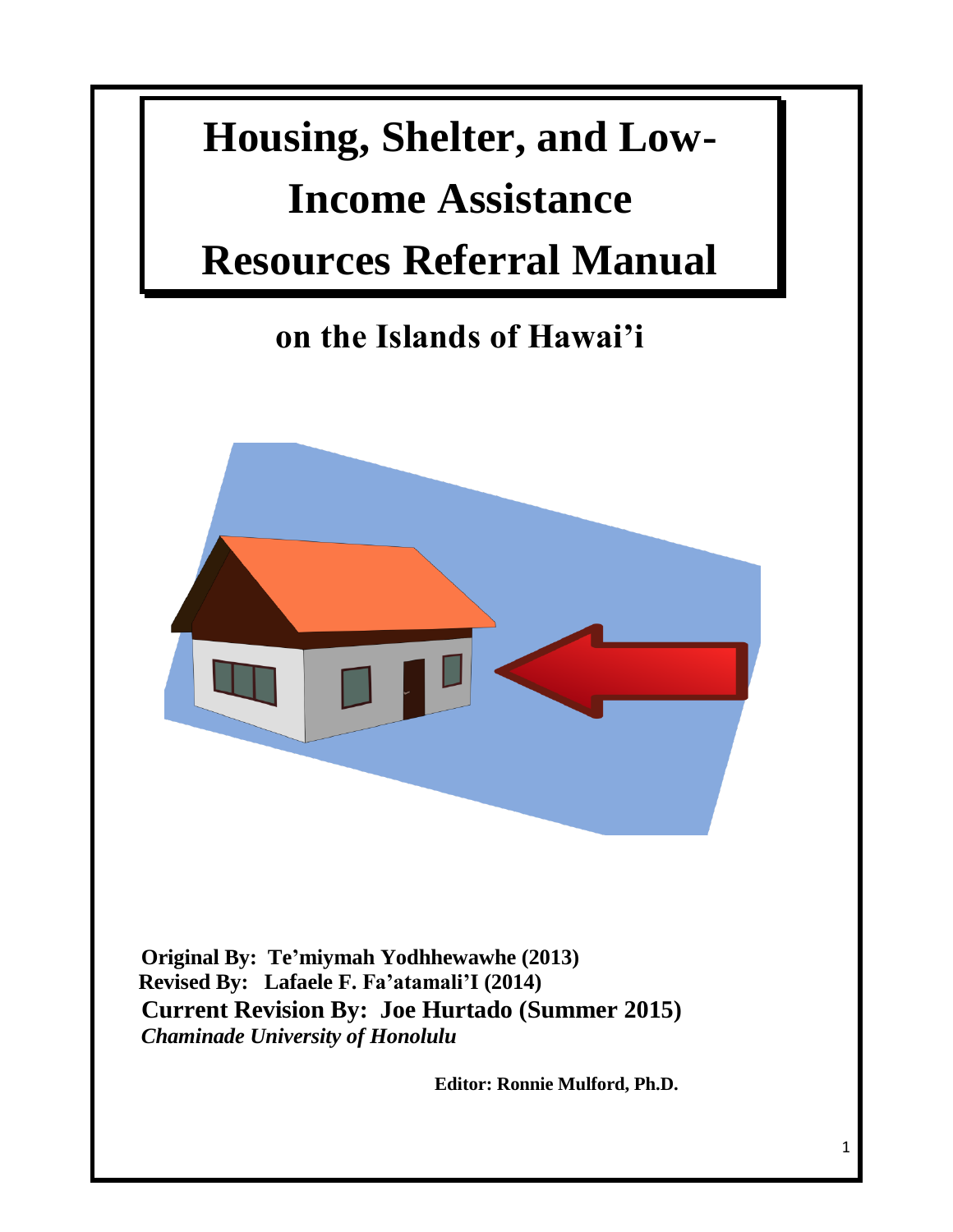# Housing, Shelter, and Low-Income Assistance Resources Referral Manual

## on the Islands of Hawai'i

**Original By: Te'miymah Yodhhewawhe (2013)**
**Revised By: Lafaele F. Fa'atamali'I (2014)**
**Current Revision By: Joe Hurtado (Summer 2015)**
***Chaminade University of Honolulu***

**Editor: Ronnie Mulford, Ph.D.**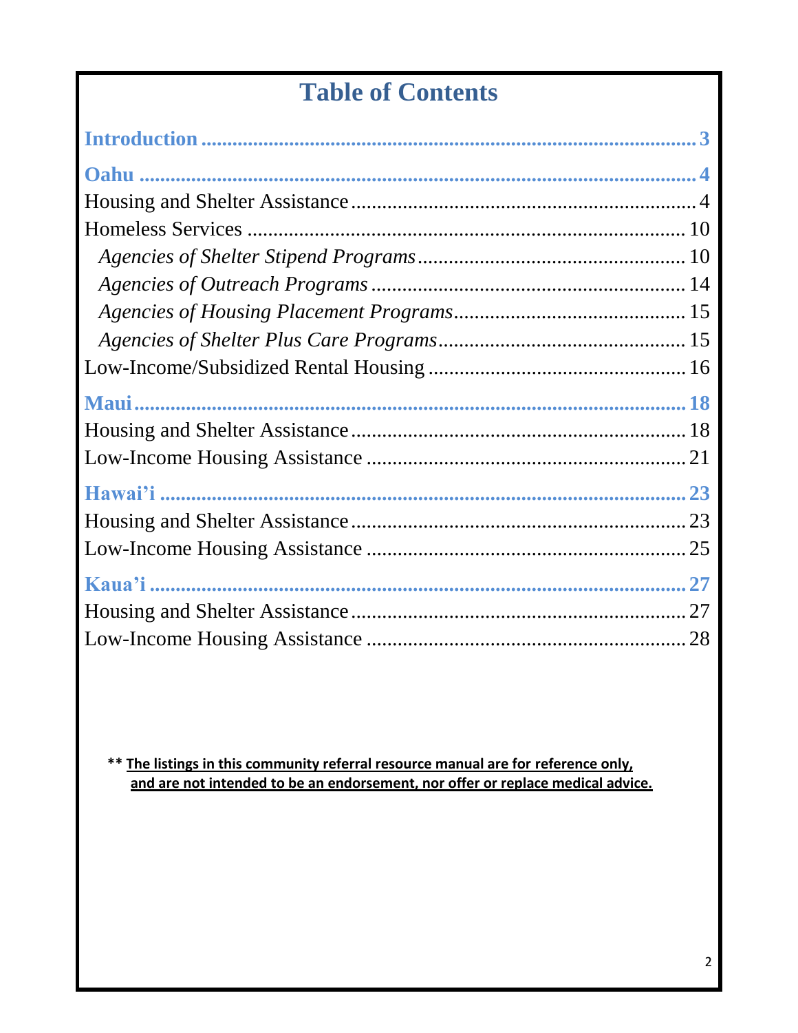# Table of Contents

**Introduction** ........................................................................................ **3**

**Oahu** ........................................................................................................ **4**

Housing and Shelter Assistance ................................................................... 4

Homeless Services ........................................................................................ 10

*Agencies of Shelter Stipend Programs* .................................................... 10

*Agencies of Outreach Programs* ............................................................. 14

*Agencies of Housing Placement Programs* ............................................. 15

*Agencies of Shelter Plus Care Programs* ................................................ 15

Low-Income/Subsidized Rental Housing .................................................... 16

**Maui** ........................................................................................................ **18**

Housing and Shelter Assistance ................................................................... 18

Low-Income Housing Assistance ................................................................ 21

**Hawai'i** ..................................................................................................... **23**

Housing and Shelter Assistance ................................................................... 23

Low-Income Housing Assistance ................................................................ 25

**Kaua'i** ....................................................................................................... **27**

Housing and Shelter Assistance ................................................................... 27

Low-Income Housing Assistance ................................................................ 28

** **The listings in this community referral resource manual are for reference only, and are not intended to be an endorsement, nor offer or replace medical advice.**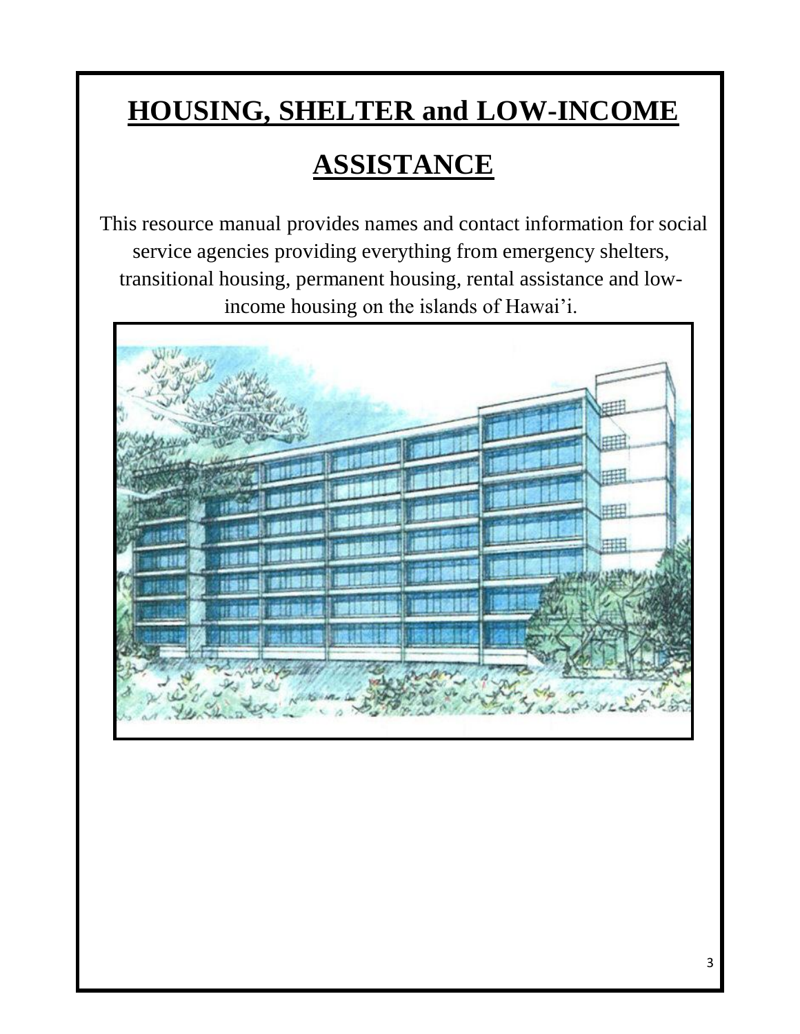# HOUSING, SHELTER and LOW-INCOME ASSISTANCE

This resource manual provides names and contact information for social service agencies providing everything from emergency shelters, transitional housing, permanent housing, rental assistance and low-income housing on the islands of Hawai'i.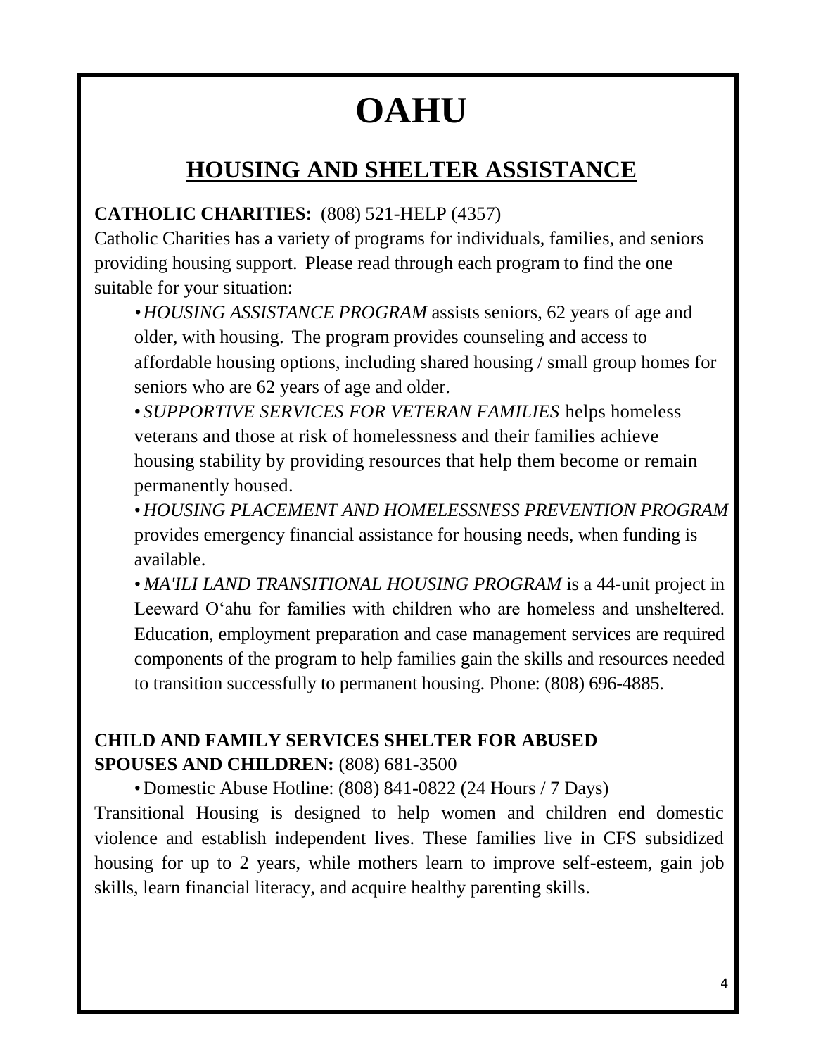# OAHU

## HOUSING AND SHELTER ASSISTANCE

**CATHOLIC CHARITIES:** (808) 521-HELP (4357)

Catholic Charities has a variety of programs for individuals, families, and seniors providing housing support. Please read through each program to find the one suitable for your situation:

- *HOUSING ASSISTANCE PROGRAM* assists seniors, 62 years of age and older, with housing. The program provides counseling and access to affordable housing options, including shared housing / small group homes for seniors who are 62 years of age and older.
- *SUPPORTIVE SERVICES FOR VETERAN FAMILIES* helps homeless veterans and those at risk of homelessness and their families achieve housing stability by providing resources that help them become or remain permanently housed.
- *HOUSING PLACEMENT AND HOMELESSNESS PREVENTION PROGRAM* provides emergency financial assistance for housing needs, when funding is available.
- *MA'ILI LAND TRANSITIONAL HOUSING PROGRAM* is a 44-unit project in Leeward O'ahu for families with children who are homeless and unsheltered. Education, employment preparation and case management services are required components of the program to help families gain the skills and resources needed to transition successfully to permanent housing. Phone: (808) 696-4885.

**CHILD AND FAMILY SERVICES SHELTER FOR ABUSED SPOUSES AND CHILDREN:** (808) 681-3500

- Domestic Abuse Hotline: (808) 841-0822 (24 Hours / 7 Days)

Transitional Housing is designed to help women and children end domestic violence and establish independent lives. These families live in CFS subsidized housing for up to 2 years, while mothers learn to improve self-esteem, gain job skills, learn financial literacy, and acquire healthy parenting skills.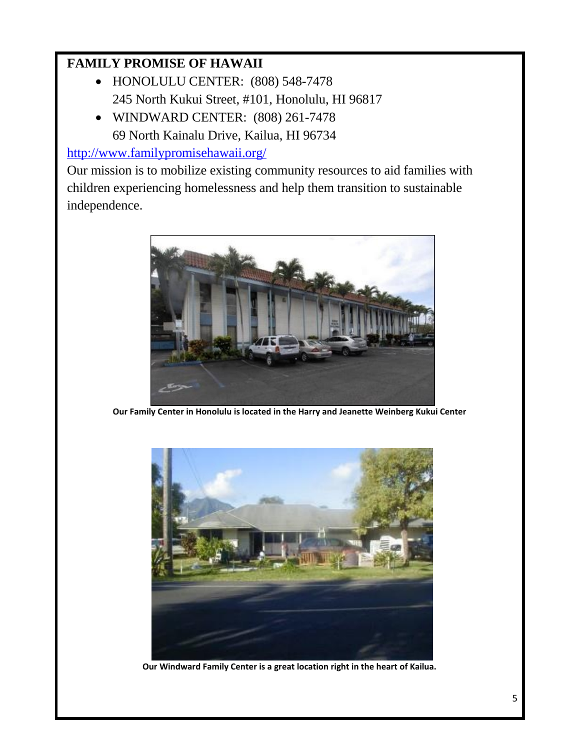**FAMILY PROMISE OF HAWAII**

- HONOLULU CENTER: (808) 548-7478
  245 North Kukui Street, #101, Honolulu, HI 96817
- WINDWARD CENTER: (808) 261-7478
  69 North Kainalu Drive, Kailua, HI 96734

http://www.familypromisehawaii.org/

Our mission is to mobilize existing community resources to aid families with children experiencing homelessness and help them transition to sustainable independence.

**Our Family Center in Honolulu is located in the Harry and Jeanette Weinberg Kukui Center**

**Our Windward Family Center is a great location right in the heart of Kailua.**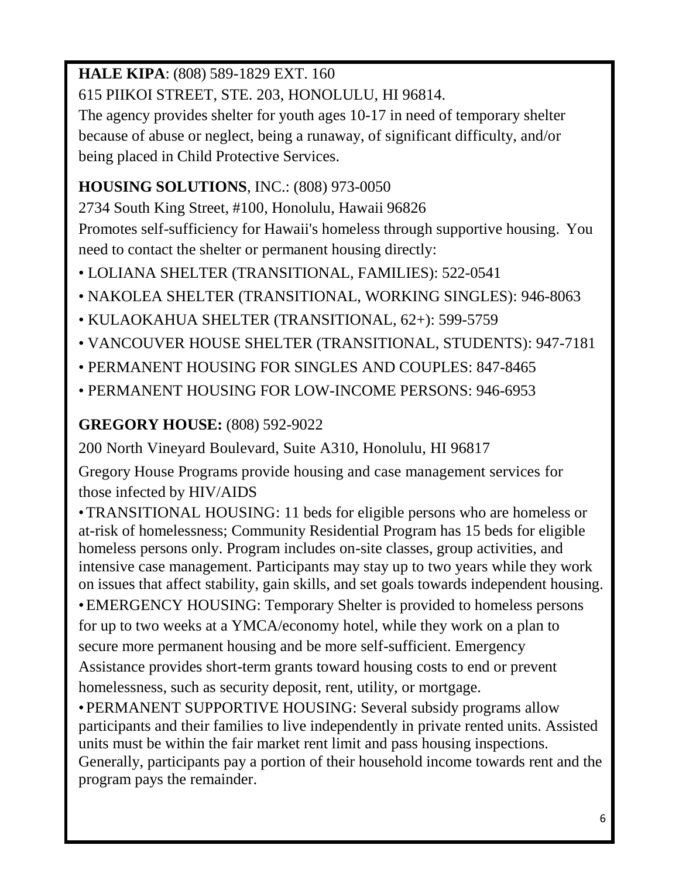**HALE KIPA**: (808) 589-1829 EXT. 160

615 PIIKOI STREET, STE. 203, HONOLULU, HI 96814.

The agency provides shelter for youth ages 10-17 in need of temporary shelter because of abuse or neglect, being a runaway, of significant difficulty, and/or being placed in Child Protective Services.

**HOUSING SOLUTIONS**, INC.: (808) 973-0050

2734 South King Street, #100, Honolulu, Hawaii 96826

Promotes self-sufficiency for Hawaii's homeless through supportive housing. You need to contact the shelter or permanent housing directly:

- LOLIANA SHELTER (TRANSITIONAL, FAMILIES): 522-0541
- NAKOLEA SHELTER (TRANSITIONAL, WORKING SINGLES): 946-8063
- KULAOKAHUA SHELTER (TRANSITIONAL, 62+): 599-5759
- VANCOUVER HOUSE SHELTER (TRANSITIONAL, STUDENTS): 947-7181
- PERMANENT HOUSING FOR SINGLES AND COUPLES: 847-8465
- PERMANENT HOUSING FOR LOW-INCOME PERSONS: 946-6953

**GREGORY HOUSE:** (808) 592-9022

200 North Vineyard Boulevard, Suite A310, Honolulu, HI 96817

Gregory House Programs provide housing and case management services for those infected by HIV/AIDS

- TRANSITIONAL HOUSING: 11 beds for eligible persons who are homeless or at-risk of homelessness; Community Residential Program has 15 beds for eligible homeless persons only. Program includes on-site classes, group activities, and intensive case management. Participants may stay up to two years while they work on issues that affect stability, gain skills, and set goals towards independent housing.
- EMERGENCY HOUSING: Temporary Shelter is provided to homeless persons for up to two weeks at a YMCA/economy hotel, while they work on a plan to secure more permanent housing and be more self-sufficient. Emergency Assistance provides short-term grants toward housing costs to end or prevent homelessness, such as security deposit, rent, utility, or mortgage.
- PERMANENT SUPPORTIVE HOUSING: Several subsidy programs allow participants and their families to live independently in private rented units. Assisted units must be within the fair market rent limit and pass housing inspections. Generally, participants pay a portion of their household income towards rent and the program pays the remainder.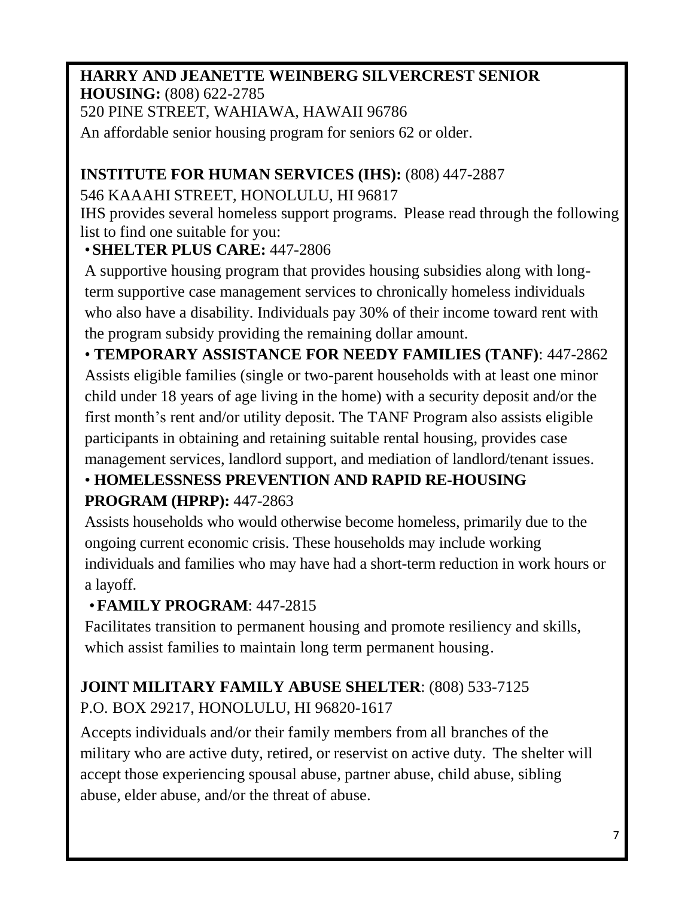**HARRY AND JEANETTE WEINBERG SILVERCREST SENIOR HOUSING:** (808) 622-2785
520 PINE STREET, WAHIAWA, HAWAII 96786
An affordable senior housing program for seniors 62 or older.

**INSTITUTE FOR HUMAN SERVICES (IHS):** (808) 447-2887
546 KAAAHI STREET, HONOLULU, HI 96817
IHS provides several homeless support programs. Please read through the following list to find one suitable for you:

- **SHELTER PLUS CARE:** 447-2806
  A supportive housing program that provides housing subsidies along with long-term supportive case management services to chronically homeless individuals who also have a disability. Individuals pay 30% of their income toward rent with the program subsidy providing the remaining dollar amount.
- **TEMPORARY ASSISTANCE FOR NEEDY FAMILIES (TANF)**: 447-2862
  Assists eligible families (single or two-parent households with at least one minor child under 18 years of age living in the home) with a security deposit and/or the first month's rent and/or utility deposit. The TANF Program also assists eligible participants in obtaining and retaining suitable rental housing, provides case management services, landlord support, and mediation of landlord/tenant issues.
- **HOMELESSNESS PREVENTION AND RAPID RE-HOUSING PROGRAM (HPRP):** 447-2863
  Assists households who would otherwise become homeless, primarily due to the ongoing current economic crisis. These households may include working individuals and families who may have had a short-term reduction in work hours or a layoff.
- **FAMILY PROGRAM**: 447-2815
  Facilitates transition to permanent housing and promote resiliency and skills, which assist families to maintain long term permanent housing.

**JOINT MILITARY FAMILY ABUSE SHELTER**: (808) 533-7125
P.O. BOX 29217, HONOLULU, HI 96820-1617
Accepts individuals and/or their family members from all branches of the military who are active duty, retired, or reservist on active duty. The shelter will accept those experiencing spousal abuse, partner abuse, child abuse, sibling abuse, elder abuse, and/or the threat of abuse.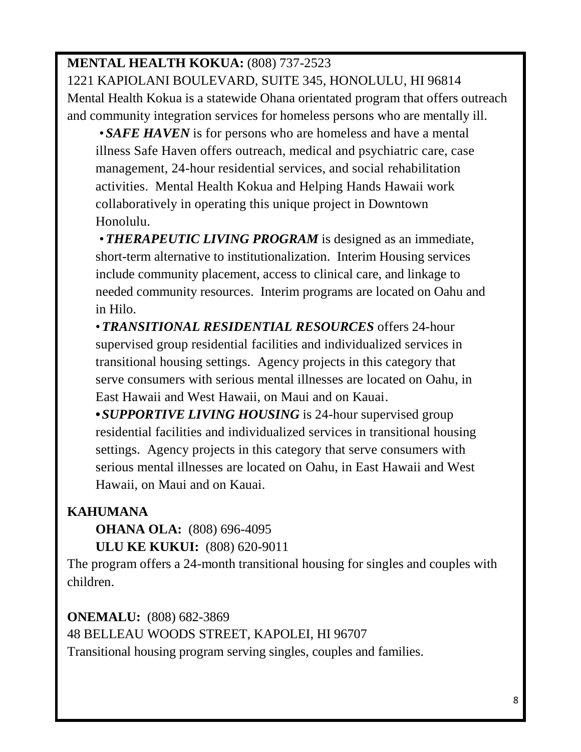**MENTAL HEALTH KOKUA:** (808) 737-2523
1221 KAPIOLANI BOULEVARD, SUITE 345, HONOLULU, HI 96814
Mental Health Kokua is a statewide Ohana orientated program that offers outreach and community integration services for homeless persons who are mentally ill.

- ***SAFE HAVEN*** is for persons who are homeless and have a mental illness Safe Haven offers outreach, medical and psychiatric care, case management, 24-hour residential services, and social rehabilitation activities. Mental Health Kokua and Helping Hands Hawaii work collaboratively in operating this unique project in Downtown Honolulu.
- ***THERAPEUTIC LIVING PROGRAM*** is designed as an immediate, short-term alternative to institutionalization. Interim Housing services include community placement, access to clinical care, and linkage to needed community resources. Interim programs are located on Oahu and in Hilo.
- ***TRANSITIONAL RESIDENTIAL RESOURCES*** offers 24-hour supervised group residential facilities and individualized services in transitional housing settings. Agency projects in this category that serve consumers with serious mental illnesses are located on Oahu, in East Hawaii and West Hawaii, on Maui and on Kauai.
- ***SUPPORTIVE LIVING HOUSING*** is 24-hour supervised group residential facilities and individualized services in transitional housing settings. Agency projects in this category that serve consumers with serious mental illnesses are located on Oahu, in East Hawaii and West Hawaii, on Maui and on Kauai.

**KAHUMANA**

**OHANA OLA:** (808) 696-4095
**ULU KE KUKUI:** (808) 620-9011

The program offers a 24-month transitional housing for singles and couples with children.

**ONEMALU:** (808) 682-3869
48 BELLEAU WOODS STREET, KAPOLEI, HI 96707
Transitional housing program serving singles, couples and families.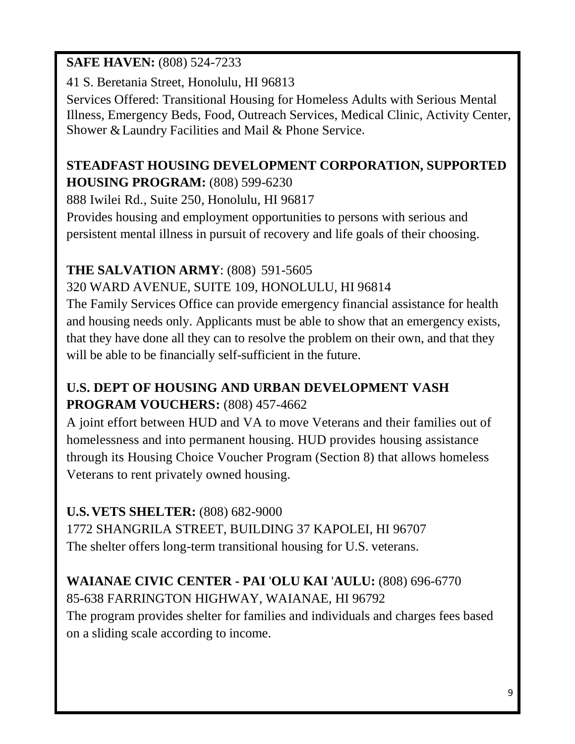**SAFE HAVEN:** (808) 524-7233

41 S. Beretania Street, Honolulu, HI 96813

Services Offered: Transitional Housing for Homeless Adults with Serious Mental Illness, Emergency Beds, Food, Outreach Services, Medical Clinic, Activity Center, Shower & Laundry Facilities and Mail & Phone Service.

**STEADFAST HOUSING DEVELOPMENT CORPORATION, SUPPORTED HOUSING PROGRAM:** (808) 599-6230

888 Iwilei Rd., Suite 250, Honolulu, HI 96817

Provides housing and employment opportunities to persons with serious and persistent mental illness in pursuit of recovery and life goals of their choosing.

**THE SALVATION ARMY**: (808) 591-5605

320 WARD AVENUE, SUITE 109, HONOLULU, HI 96814

The Family Services Office can provide emergency financial assistance for health and housing needs only. Applicants must be able to show that an emergency exists, that they have done all they can to resolve the problem on their own, and that they will be able to be financially self-sufficient in the future.

**U.S. DEPT OF HOUSING AND URBAN DEVELOPMENT VASH PROGRAM VOUCHERS:** (808) 457-4662

A joint effort between HUD and VA to move Veterans and their families out of homelessness and into permanent housing. HUD provides housing assistance through its Housing Choice Voucher Program (Section 8) that allows homeless Veterans to rent privately owned housing.

**U.S. VETS SHELTER:** (808) 682-9000

1772 SHANGRILA STREET, BUILDING 37 KAPOLEI, HI 96707

The shelter offers long-term transitional housing for U.S. veterans.

**WAIANAE CIVIC CENTER - PAI 'OLU KAI 'AULU:** (808) 696-6770

85-638 FARRINGTON HIGHWAY, WAIANAE, HI 96792

The program provides shelter for families and individuals and charges fees based on a sliding scale according to income.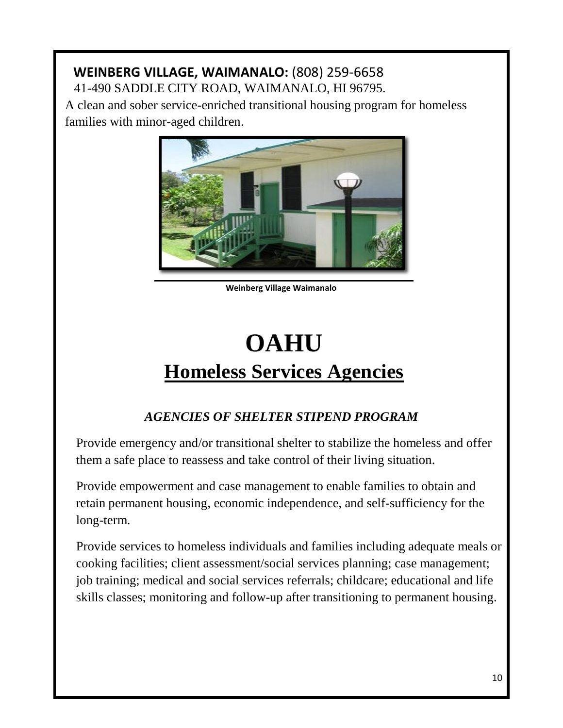**WEINBERG VILLAGE, WAIMANALO:** (808) 259-6658
41-490 SADDLE CITY ROAD, WAIMANALO, HI 96795.

A clean and sober service-enriched transitional housing program for homeless families with minor-aged children.

Weinberg Village Waimanalo

# OAHU

## Homeless Services Agencies

### *AGENCIES OF SHELTER STIPEND PROGRAM*

Provide emergency and/or transitional shelter to stabilize the homeless and offer them a safe place to reassess and take control of their living situation.

Provide empowerment and case management to enable families to obtain and retain permanent housing, economic independence, and self-sufficiency for the long-term.

Provide services to homeless individuals and families including adequate meals or cooking facilities; client assessment/social services planning; case management; job training; medical and social services referrals; childcare; educational and life skills classes; monitoring and follow-up after transitioning to permanent housing.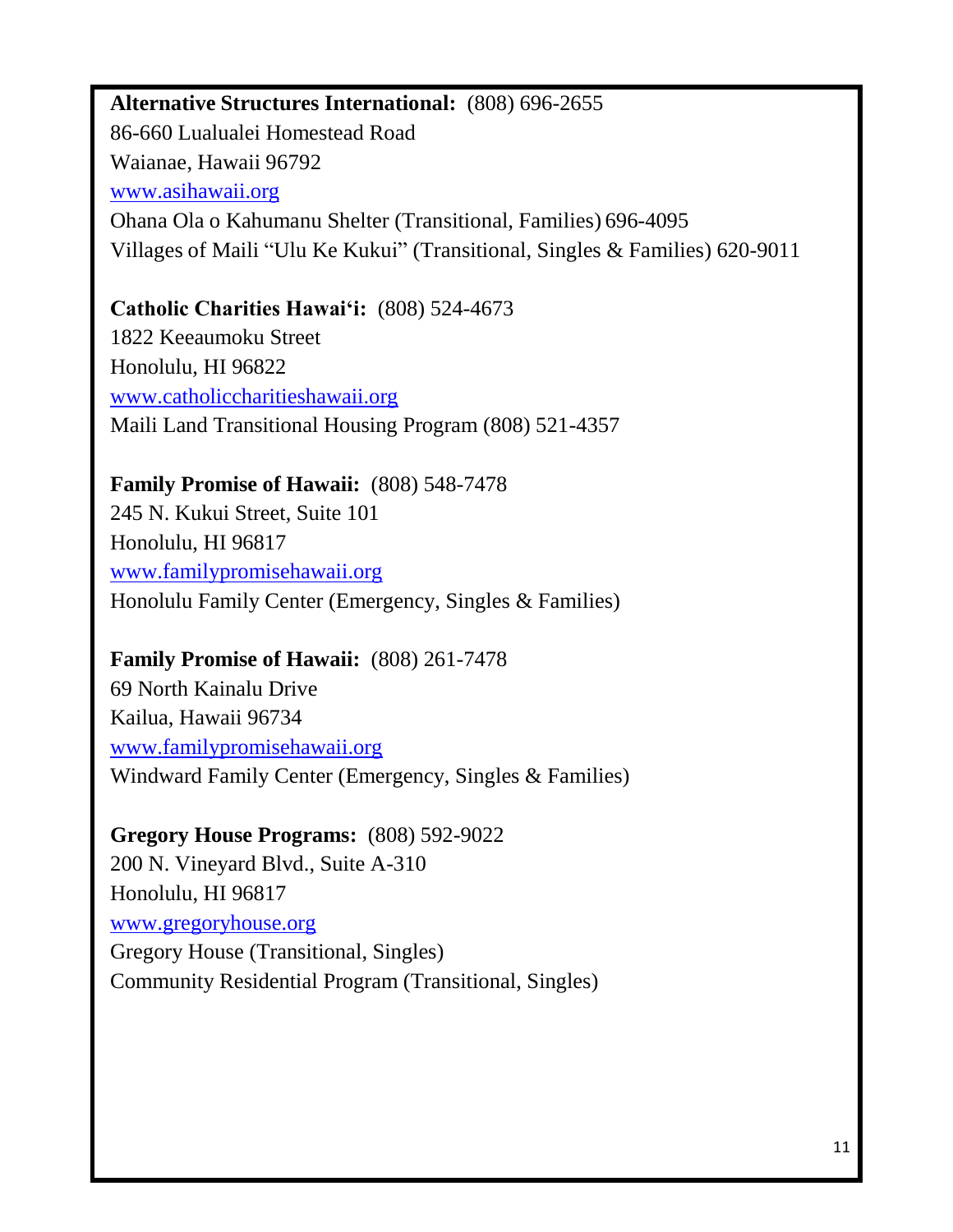**Alternative Structures International:** (808) 696-2655
86-660 Lualualei Homestead Road
Waianae, Hawaii 96792
www.asihawaii.org
Ohana Ola o Kahumanu Shelter (Transitional, Families) 696-4095
Villages of Maili "Ulu Ke Kukui" (Transitional, Singles & Families) 620-9011

**Catholic Charities Hawai'i:** (808) 524-4673
1822 Keeaumoku Street
Honolulu, HI 96822
www.catholiccharitieshawaii.org
Maili Land Transitional Housing Program (808) 521-4357

**Family Promise of Hawaii:** (808) 548-7478
245 N. Kukui Street, Suite 101
Honolulu, HI 96817
www.familypromisehawaii.org
Honolulu Family Center (Emergency, Singles & Families)

**Family Promise of Hawaii:** (808) 261-7478
69 North Kainalu Drive
Kailua, Hawaii 96734
www.familypromisehawaii.org
Windward Family Center (Emergency, Singles & Families)

**Gregory House Programs:** (808) 592-9022
200 N. Vineyard Blvd., Suite A-310
Honolulu, HI 96817
www.gregoryhouse.org
Gregory House (Transitional, Singles)
Community Residential Program (Transitional, Singles)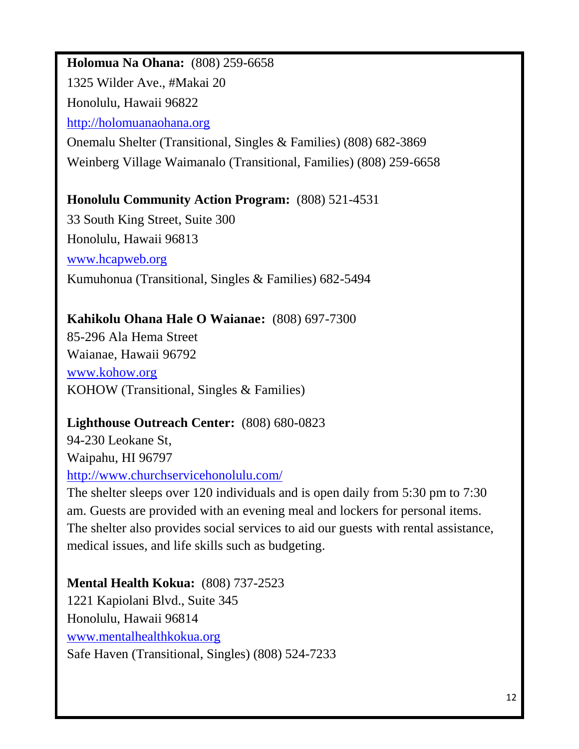**Holomua Na Ohana:** (808) 259-6658
1325 Wilder Ave., #Makai 20
Honolulu, Hawaii 96822
http://holomuanaohana.org
Onemalu Shelter (Transitional, Singles & Families) (808) 682-3869
Weinberg Village Waimanalo (Transitional, Families) (808) 259-6658

**Honolulu Community Action Program:** (808) 521-4531
33 South King Street, Suite 300
Honolulu, Hawaii 96813
www.hcapweb.org
Kumuhonua (Transitional, Singles & Families) 682-5494

**Kahikolu Ohana Hale O Waianae:** (808) 697-7300
85-296 Ala Hema Street
Waianae, Hawaii 96792
www.kohow.org
KOHOW (Transitional, Singles & Families)

**Lighthouse Outreach Center:** (808) 680-0823
94-230 Leokane St,
Waipahu, HI 96797
http://www.churchservicehonolulu.com/
The shelter sleeps over 120 individuals and is open daily from 5:30 pm to 7:30 am. Guests are provided with an evening meal and lockers for personal items. The shelter also provides social services to aid our guests with rental assistance, medical issues, and life skills such as budgeting.

**Mental Health Kokua:** (808) 737-2523
1221 Kapiolani Blvd., Suite 345
Honolulu, Hawaii 96814
www.mentalhealthkokua.org
Safe Haven (Transitional, Singles) (808) 524-7233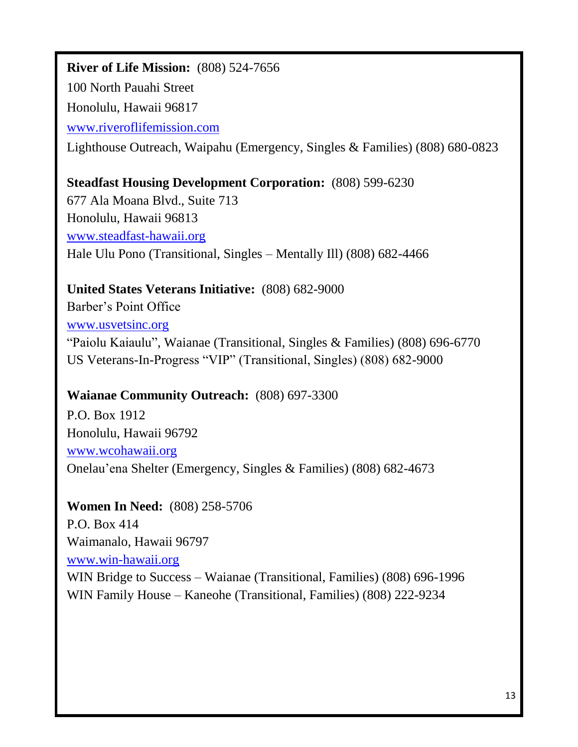**River of Life Mission:** (808) 524-7656
100 North Pauahi Street
Honolulu, Hawaii 96817
www.riveroflifemission.com
Lighthouse Outreach, Waipahu (Emergency, Singles & Families) (808) 680-0823

**Steadfast Housing Development Corporation:** (808) 599-6230
677 Ala Moana Blvd., Suite 713
Honolulu, Hawaii 96813
www.steadfast-hawaii.org
Hale Ulu Pono (Transitional, Singles – Mentally Ill) (808) 682-4466

**United States Veterans Initiative:** (808) 682-9000
Barber's Point Office
www.usvetsinc.org
"Paiolu Kaiaulu", Waianae (Transitional, Singles & Families) (808) 696-6770
US Veterans-In-Progress "VIP" (Transitional, Singles) (808) 682-9000

**Waianae Community Outreach:** (808) 697-3300
P.O. Box 1912
Honolulu, Hawaii 96792
www.wcohawaii.org
Onelau'ena Shelter (Emergency, Singles & Families) (808) 682-4673

**Women In Need:** (808) 258-5706
P.O. Box 414
Waimanalo, Hawaii 96797
www.win-hawaii.org
WIN Bridge to Success – Waianae (Transitional, Families) (808) 696-1996
WIN Family House – Kaneohe (Transitional, Families) (808) 222-9234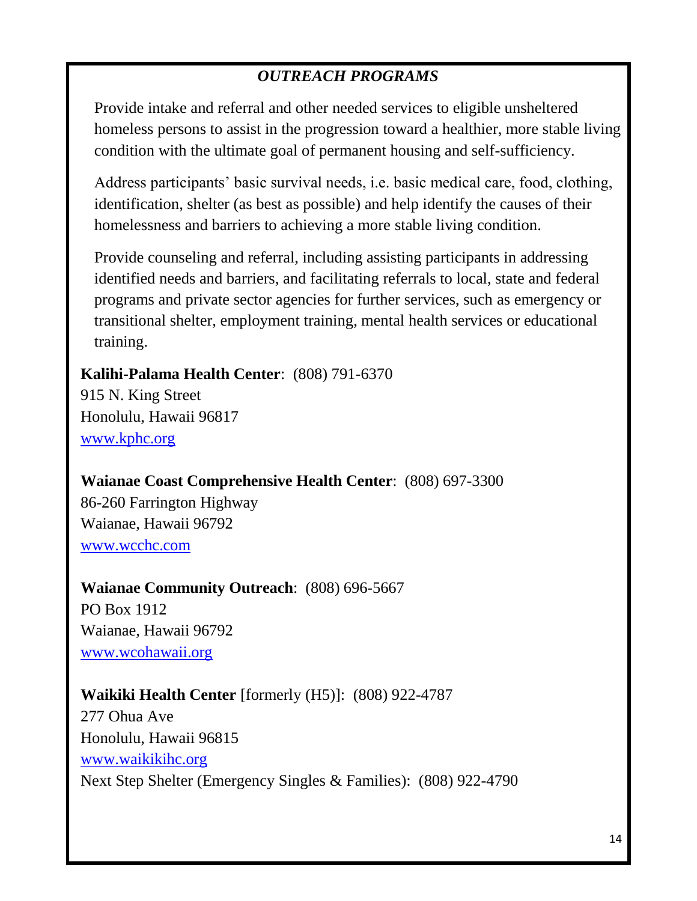## *OUTREACH PROGRAMS*

Provide intake and referral and other needed services to eligible unsheltered homeless persons to assist in the progression toward a healthier, more stable living condition with the ultimate goal of permanent housing and self-sufficiency.

Address participants' basic survival needs, i.e. basic medical care, food, clothing, identification, shelter (as best as possible) and help identify the causes of their homelessness and barriers to achieving a more stable living condition.

Provide counseling and referral, including assisting participants in addressing identified needs and barriers, and facilitating referrals to local, state and federal programs and private sector agencies for further services, such as emergency or transitional shelter, employment training, mental health services or educational training.

**Kalihi-Palama Health Center**: (808) 791-6370
915 N. King Street
Honolulu, Hawaii 96817
www.kphc.org

**Waianae Coast Comprehensive Health Center**: (808) 697-3300
86-260 Farrington Highway
Waianae, Hawaii 96792
www.wcchc.com

**Waianae Community Outreach**: (808) 696-5667
PO Box 1912
Waianae, Hawaii 96792
www.wcohawaii.org

**Waikiki Health Center** [formerly (H5)]: (808) 922-4787
277 Ohua Ave
Honolulu, Hawaii 96815
www.waikikihc.org
Next Step Shelter (Emergency Singles & Families): (808) 922-4790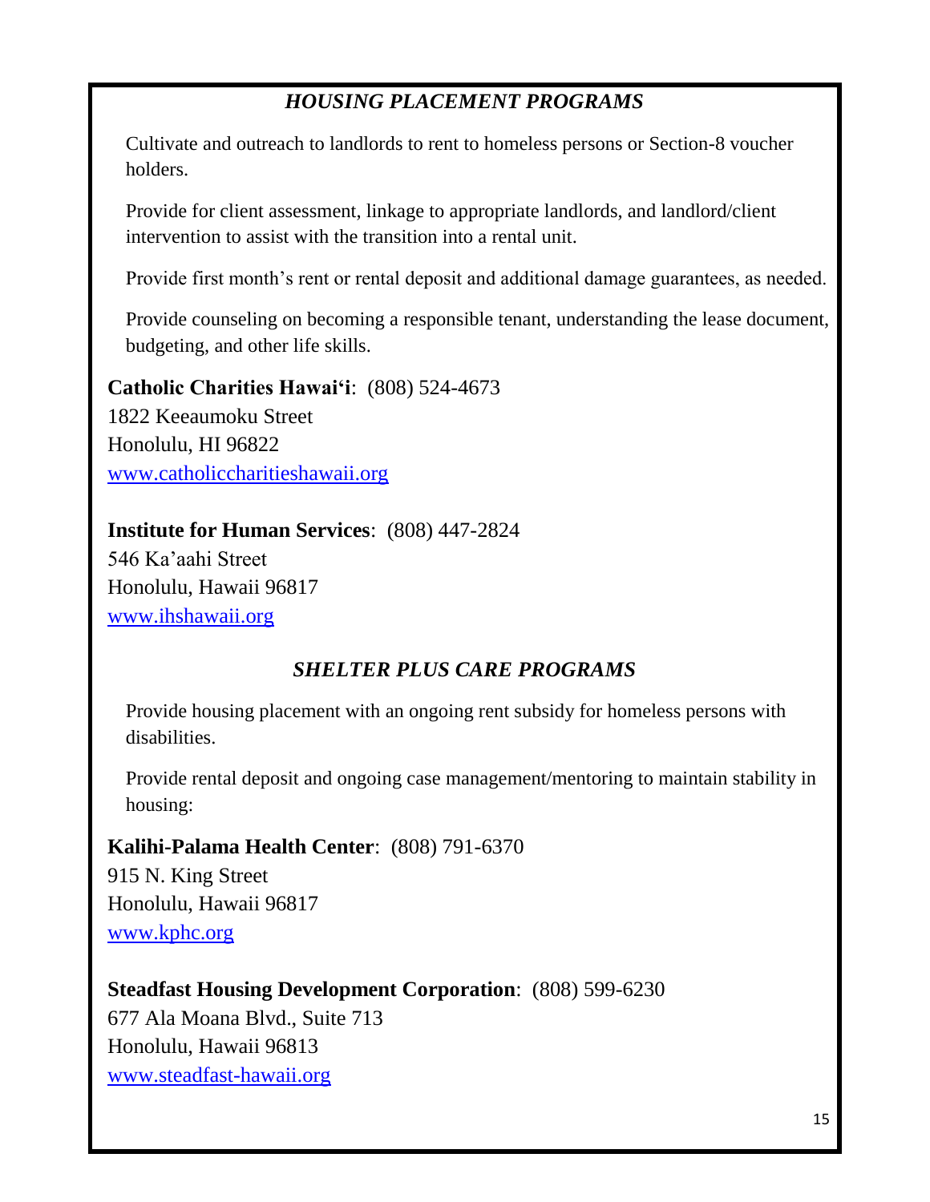## *HOUSING PLACEMENT PROGRAMS*

Cultivate and outreach to landlords to rent to homeless persons or Section-8 voucher holders.

Provide for client assessment, linkage to appropriate landlords, and landlord/client intervention to assist with the transition into a rental unit.

Provide first month's rent or rental deposit and additional damage guarantees, as needed.

Provide counseling on becoming a responsible tenant, understanding the lease document, budgeting, and other life skills.

**Catholic Charities Hawai'i**: (808) 524-4673
1822 Keeaumoku Street
Honolulu, HI 96822
www.catholiccharitieshawaii.org

**Institute for Human Services**: (808) 447-2824
546 Ka'aahi Street
Honolulu, Hawaii 96817
www.ihshawaii.org

## *SHELTER PLUS CARE PROGRAMS*

Provide housing placement with an ongoing rent subsidy for homeless persons with disabilities.

Provide rental deposit and ongoing case management/mentoring to maintain stability in housing:

**Kalihi-Palama Health Center**: (808) 791-6370
915 N. King Street
Honolulu, Hawaii 96817
www.kphc.org

**Steadfast Housing Development Corporation**: (808) 599-6230
677 Ala Moana Blvd., Suite 713
Honolulu, Hawaii 96813
www.steadfast-hawaii.org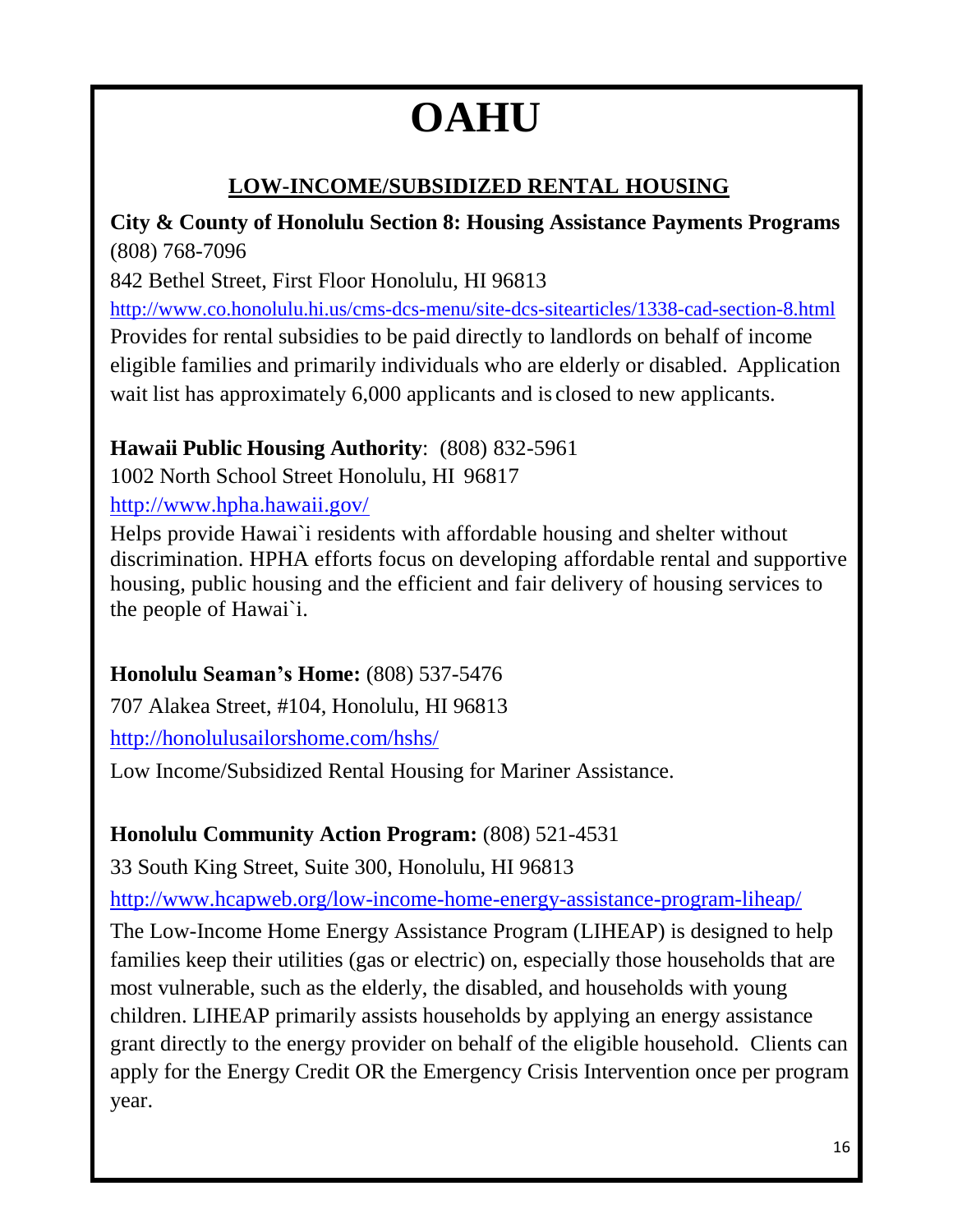# OAHU

## LOW-INCOME/SUBSIDIZED RENTAL HOUSING

**City & County of Honolulu Section 8: Housing Assistance Payments Programs** (808) 768-7096

842 Bethel Street, First Floor Honolulu, HI 96813

http://www.co.honolulu.hi.us/cms-dcs-menu/site-dcs-sitearticles/1338-cad-section-8.html

Provides for rental subsidies to be paid directly to landlords on behalf of income eligible families and primarily individuals who are elderly or disabled. Application wait list has approximately 6,000 applicants and is closed to new applicants.

**Hawaii Public Housing Authority**: (808) 832-5961

1002 North School Street Honolulu, HI 96817

http://www.hpha.hawaii.gov/

Helps provide Hawai`i residents with affordable housing and shelter without discrimination. HPHA efforts focus on developing affordable rental and supportive housing, public housing and the efficient and fair delivery of housing services to the people of Hawai`i.

**Honolulu Seaman's Home:** (808) 537-5476

707 Alakea Street, #104, Honolulu, HI 96813

http://honolulusailorshome.com/hshs/

Low Income/Subsidized Rental Housing for Mariner Assistance.

**Honolulu Community Action Program:** (808) 521-4531

33 South King Street, Suite 300, Honolulu, HI 96813

http://www.hcapweb.org/low-income-home-energy-assistance-program-liheap/

The Low-Income Home Energy Assistance Program (LIHEAP) is designed to help families keep their utilities (gas or electric) on, especially those households that are most vulnerable, such as the elderly, the disabled, and households with young children. LIHEAP primarily assists households by applying an energy assistance grant directly to the energy provider on behalf of the eligible household. Clients can apply for the Energy Credit OR the Emergency Crisis Intervention once per program year.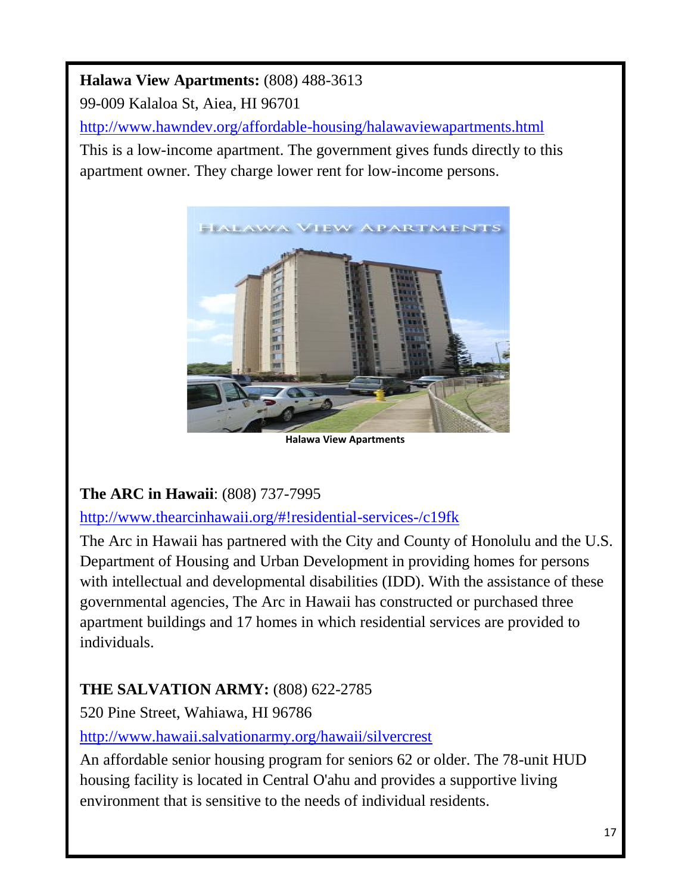**Halawa View Apartments:** (808) 488-3613

99-009 Kalaloa St, Aiea, HI 96701

http://www.hawndev.org/affordable-housing/halawaviewapartments.html

This is a low-income apartment. The government gives funds directly to this apartment owner. They charge lower rent for low-income persons.

Halawa View Apartments

**The ARC in Hawaii**: (808) 737-7995

http://www.thearcinhawaii.org/#!residential-services-/c19fk

The Arc in Hawaii has partnered with the City and County of Honolulu and the U.S. Department of Housing and Urban Development in providing homes for persons with intellectual and developmental disabilities (IDD). With the assistance of these governmental agencies, The Arc in Hawaii has constructed or purchased three apartment buildings and 17 homes in which residential services are provided to individuals.

**THE SALVATION ARMY:** (808) 622-2785

520 Pine Street, Wahiawa, HI 96786

http://www.hawaii.salvationarmy.org/hawaii/silvercrest

An affordable senior housing program for seniors 62 or older. The 78-unit HUD housing facility is located in Central O'ahu and provides a supportive living environment that is sensitive to the needs of individual residents.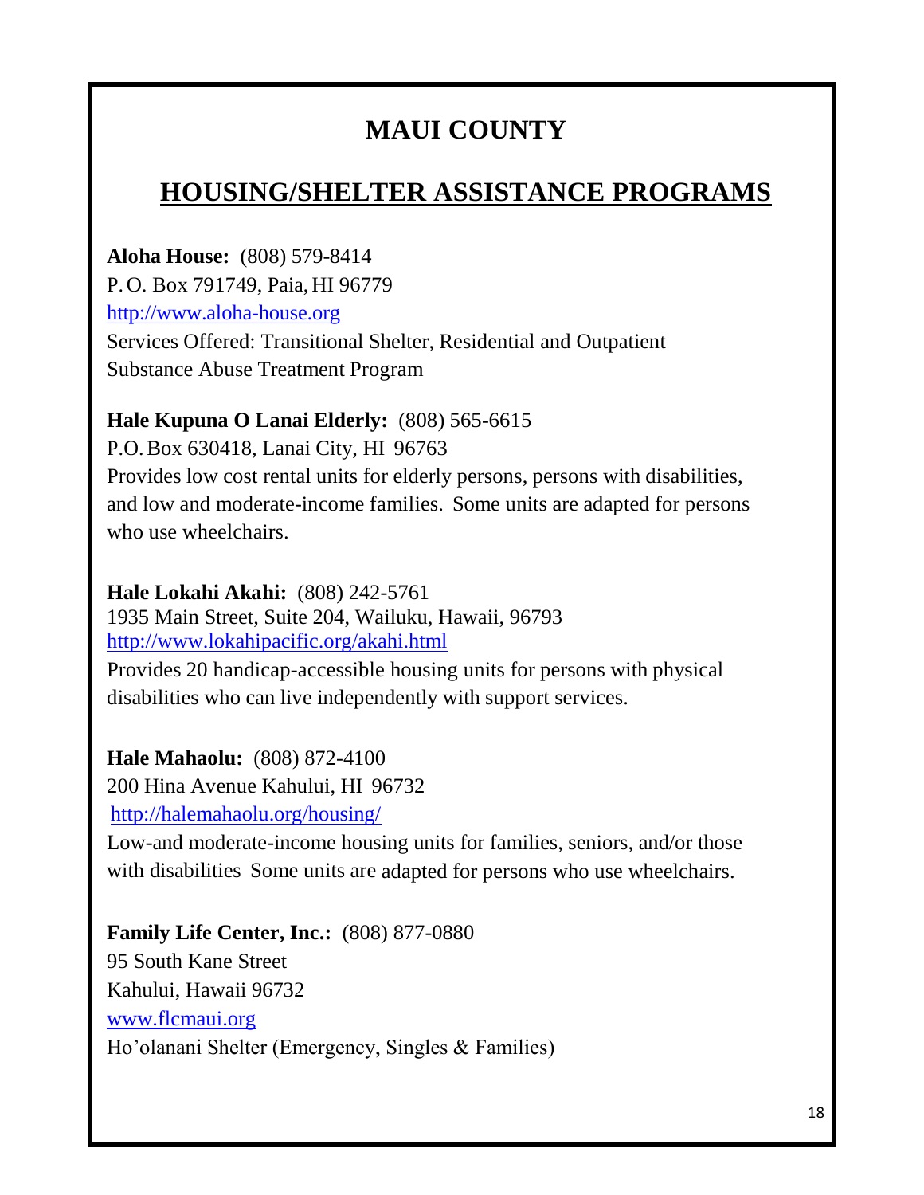# MAUI COUNTY

## HOUSING/SHELTER ASSISTANCE PROGRAMS

**Aloha House:** (808) 579-8414
P. O. Box 791749, Paia, HI 96779
http://www.aloha-house.org
Services Offered: Transitional Shelter, Residential and Outpatient Substance Abuse Treatment Program

**Hale Kupuna O Lanai Elderly:** (808) 565-6615
P.O. Box 630418, Lanai City, HI 96763
Provides low cost rental units for elderly persons, persons with disabilities, and low and moderate-income families. Some units are adapted for persons who use wheelchairs.

**Hale Lokahi Akahi:** (808) 242-5761
1935 Main Street, Suite 204, Wailuku, Hawaii, 96793
http://www.lokahipacific.org/akahi.html
Provides 20 handicap-accessible housing units for persons with physical disabilities who can live independently with support services.

**Hale Mahaolu:** (808) 872-4100
200 Hina Avenue Kahului, HI 96732
http://halemahaolu.org/housing/
Low-and moderate-income housing units for families, seniors, and/or those with disabilities Some units are adapted for persons who use wheelchairs.

**Family Life Center, Inc.:** (808) 877-0880
95 South Kane Street
Kahului, Hawaii 96732
www.flcmaui.org
Ho'olanani Shelter (Emergency, Singles & Families)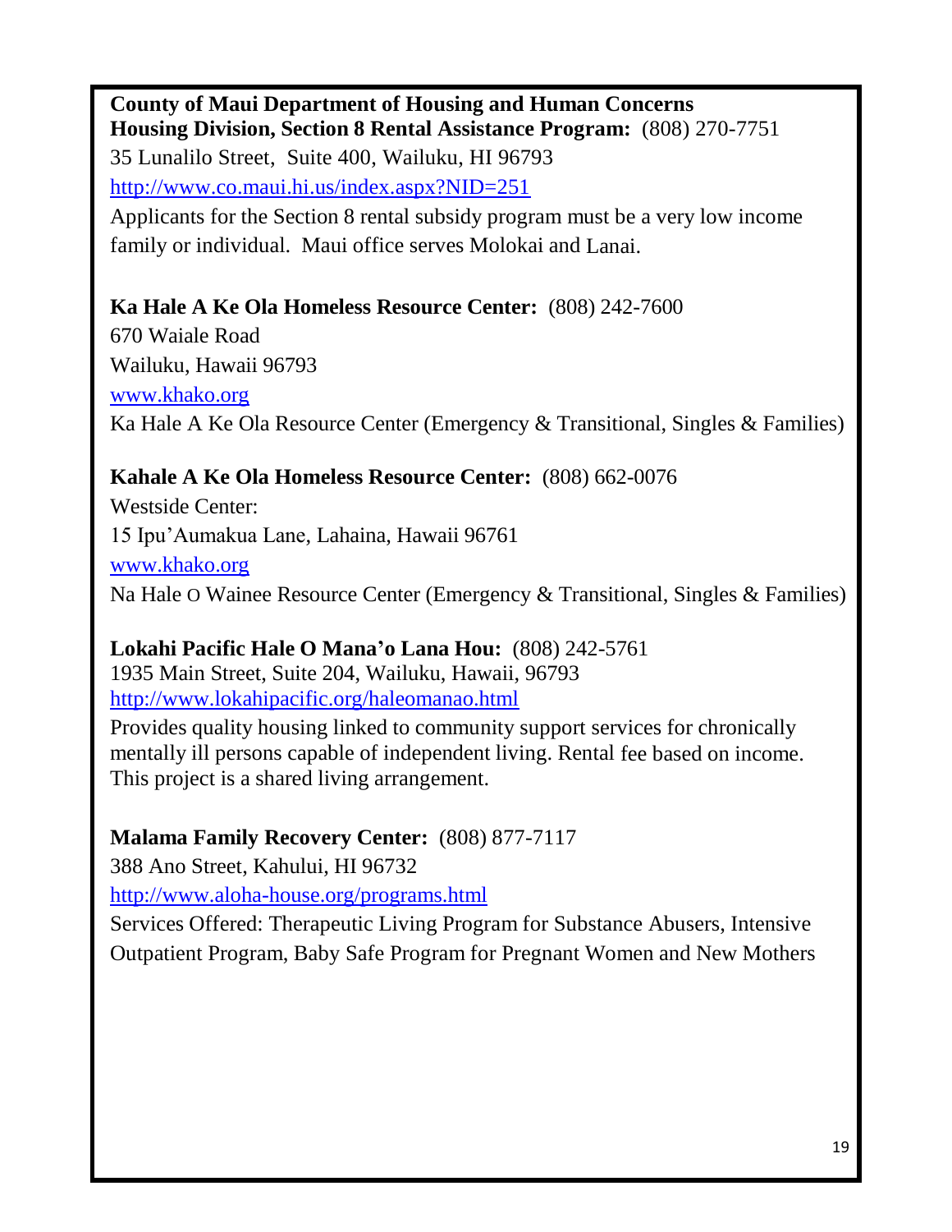**County of Maui Department of Housing and Human Concerns**
**Housing Division, Section 8 Rental Assistance Program:** (808) 270-7751
35 Lunalilo Street, Suite 400, Wailuku, HI 96793
http://www.co.maui.hi.us/index.aspx?NID=251
Applicants for the Section 8 rental subsidy program must be a very low income family or individual. Maui office serves Molokai and Lanai.

**Ka Hale A Ke Ola Homeless Resource Center:** (808) 242-7600
670 Waiale Road
Wailuku, Hawaii 96793
www.khako.org
Ka Hale A Ke Ola Resource Center (Emergency & Transitional, Singles & Families)

**Kahale A Ke Ola Homeless Resource Center:** (808) 662-0076
Westside Center:
15 Ipu'Aumakua Lane, Lahaina, Hawaii 96761
www.khako.org
Na Hale O Wainee Resource Center (Emergency & Transitional, Singles & Families)

**Lokahi Pacific Hale O Mana'o Lana Hou:** (808) 242-5761
1935 Main Street, Suite 204, Wailuku, Hawaii, 96793
http://www.lokahipacific.org/haleomanao.html
Provides quality housing linked to community support services for chronically mentally ill persons capable of independent living. Rental fee based on income. This project is a shared living arrangement.

**Malama Family Recovery Center:** (808) 877-7117
388 Ano Street, Kahului, HI 96732
http://www.aloha-house.org/programs.html
Services Offered: Therapeutic Living Program for Substance Abusers, Intensive Outpatient Program, Baby Safe Program for Pregnant Women and New Mothers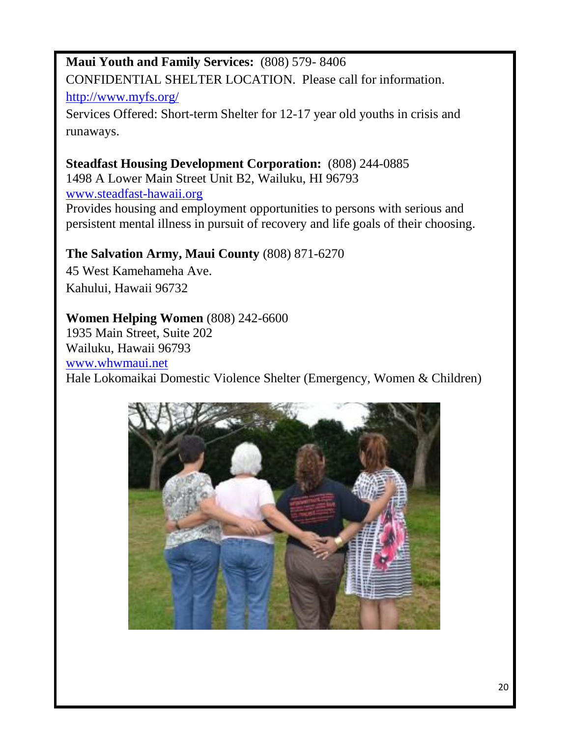**Maui Youth and Family Services:** (808) 579- 8406
CONFIDENTIAL SHELTER LOCATION. Please call for information.
http://www.myfs.org/
Services Offered: Short-term Shelter for 12-17 year old youths in crisis and runaways.

**Steadfast Housing Development Corporation:** (808) 244-0885
1498 A Lower Main Street Unit B2, Wailuku, HI 96793
www.steadfast-hawaii.org
Provides housing and employment opportunities to persons with serious and persistent mental illness in pursuit of recovery and life goals of their choosing.

**The Salvation Army, Maui County** (808) 871-6270
45 West Kamehameha Ave.
Kahului, Hawaii 96732

**Women Helping Women** (808) 242-6600
1935 Main Street, Suite 202
Wailuku, Hawaii 96793
www.whwmaui.net
Hale Lokomaikai Domestic Violence Shelter (Emergency, Women & Children)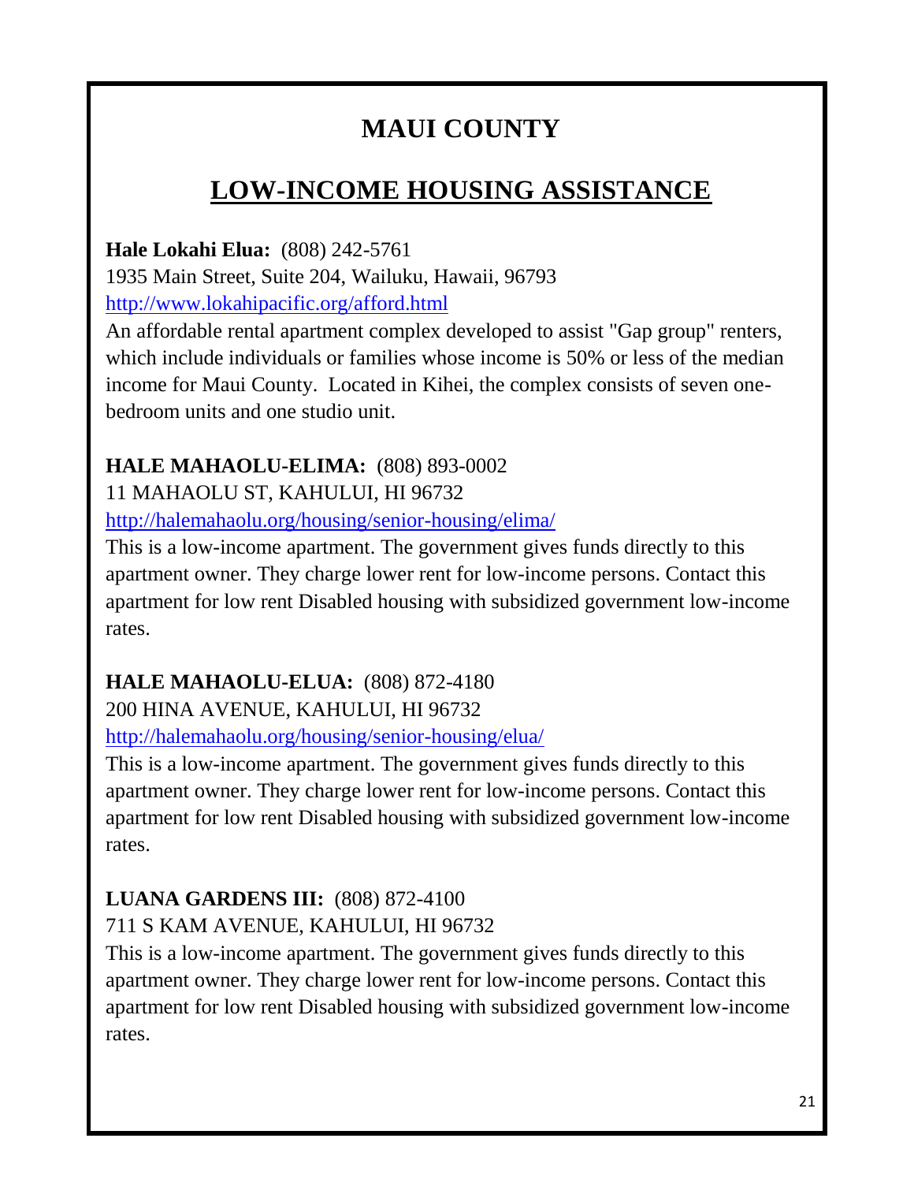# MAUI COUNTY

## LOW-INCOME HOUSING ASSISTANCE

**Hale Lokahi Elua:** (808) 242-5761
1935 Main Street, Suite 204, Wailuku, Hawaii, 96793
http://www.lokahipacific.org/afford.html
An affordable rental apartment complex developed to assist "Gap group" renters, which include individuals or families whose income is 50% or less of the median income for Maui County. Located in Kihei, the complex consists of seven one-bedroom units and one studio unit.

**HALE MAHAOLU-ELIMA:** (808) 893-0002
11 MAHAOLU ST, KAHULUI, HI 96732
http://halemahaolu.org/housing/senior-housing/elima/
This is a low-income apartment. The government gives funds directly to this apartment owner. They charge lower rent for low-income persons. Contact this apartment for low rent Disabled housing with subsidized government low-income rates.

**HALE MAHAOLU-ELUA:** (808) 872-4180
200 HINA AVENUE, KAHULUI, HI 96732
http://halemahaolu.org/housing/senior-housing/elua/
This is a low-income apartment. The government gives funds directly to this apartment owner. They charge lower rent for low-income persons. Contact this apartment for low rent Disabled housing with subsidized government low-income rates.

**LUANA GARDENS III:** (808) 872-4100
711 S KAM AVENUE, KAHULUI, HI 96732
This is a low-income apartment. The government gives funds directly to this apartment owner. They charge lower rent for low-income persons. Contact this apartment for low rent Disabled housing with subsidized government low-income rates.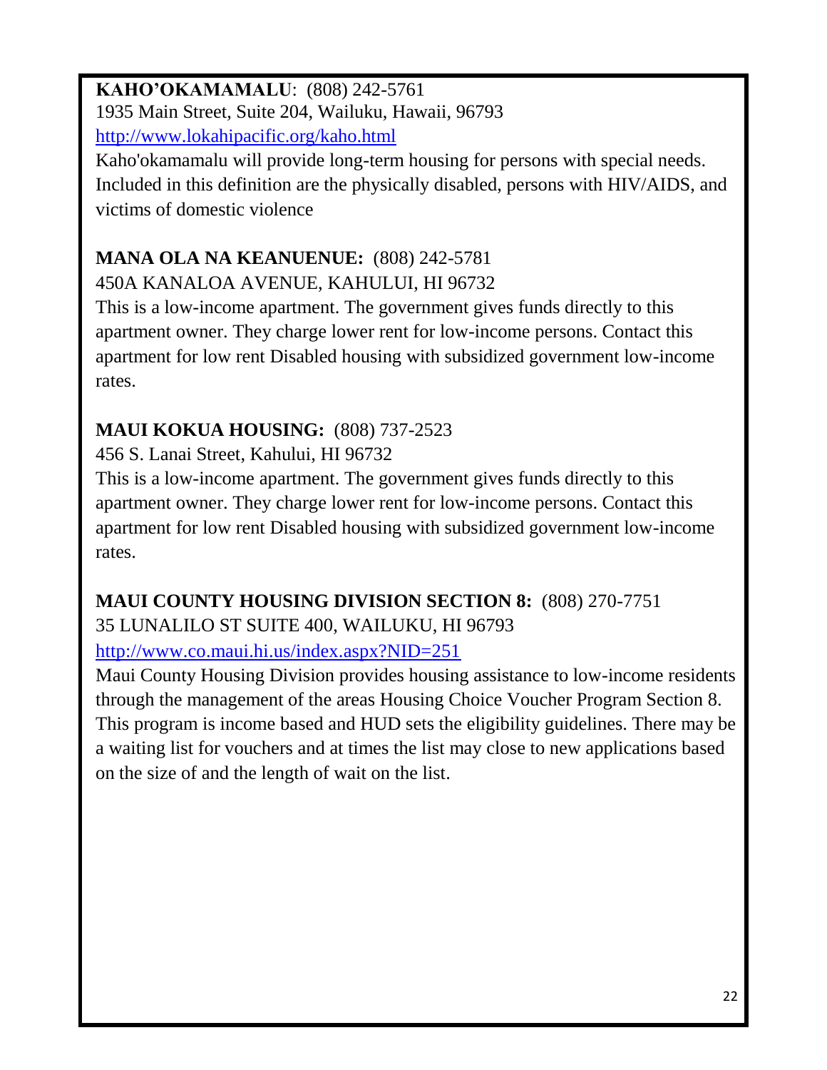**KAHO'OKAMAMALU**: (808) 242-5761
1935 Main Street, Suite 204, Wailuku, Hawaii, 96793
http://www.lokahipacific.org/kaho.html
Kaho'okamamalu will provide long-term housing for persons with special needs. Included in this definition are the physically disabled, persons with HIV/AIDS, and victims of domestic violence

**MANA OLA NA KEANUENUE:** (808) 242-5781
450A KANALOA AVENUE, KAHULUI, HI 96732
This is a low-income apartment. The government gives funds directly to this apartment owner. They charge lower rent for low-income persons. Contact this apartment for low rent Disabled housing with subsidized government low-income rates.

**MAUI KOKUA HOUSING:** (808) 737-2523
456 S. Lanai Street, Kahului, HI 96732
This is a low-income apartment. The government gives funds directly to this apartment owner. They charge lower rent for low-income persons. Contact this apartment for low rent Disabled housing with subsidized government low-income rates.

**MAUI COUNTY HOUSING DIVISION SECTION 8:** (808) 270-7751
35 LUNALILO ST SUITE 400, WAILUKU, HI 96793
http://www.co.maui.hi.us/index.aspx?NID=251
Maui County Housing Division provides housing assistance to low-income residents through the management of the areas Housing Choice Voucher Program Section 8. This program is income based and HUD sets the eligibility guidelines. There may be a waiting list for vouchers and at times the list may close to new applications based on the size of and the length of wait on the list.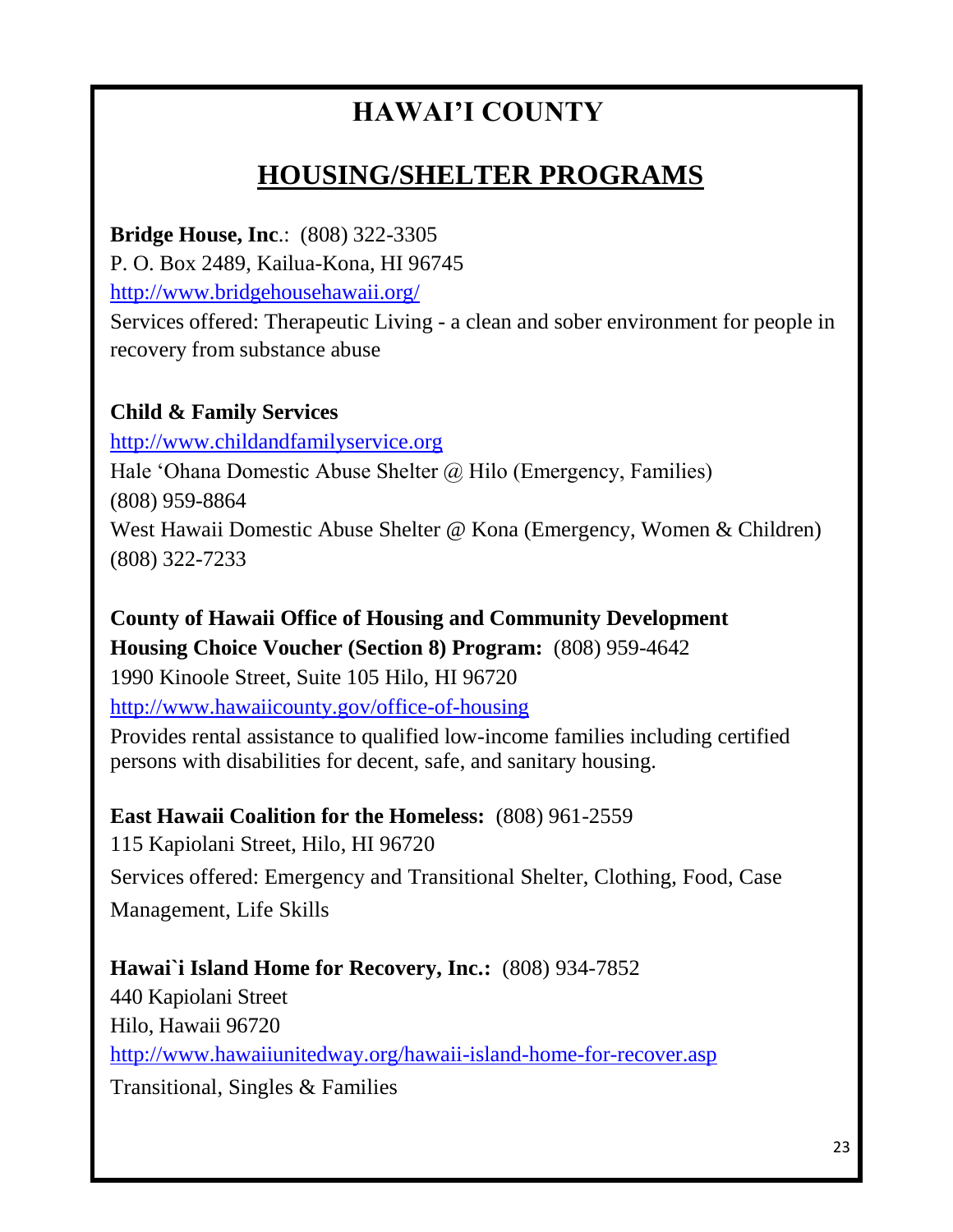# HAWAI'I COUNTY

## HOUSING/SHELTER PROGRAMS

**Bridge House, Inc**.: (808) 322-3305
P. O. Box 2489, Kailua-Kona, HI 96745
http://www.bridgehousehawaii.org/
Services offered: Therapeutic Living - a clean and sober environment for people in recovery from substance abuse

**Child & Family Services**
http://www.childandfamilyservice.org
Hale 'Ohana Domestic Abuse Shelter @ Hilo (Emergency, Families)
(808) 959-8864
West Hawaii Domestic Abuse Shelter @ Kona (Emergency, Women & Children)
(808) 322-7233

**County of Hawaii Office of Housing and Community Development**
**Housing Choice Voucher (Section 8) Program:** (808) 959-4642
1990 Kinoole Street, Suite 105 Hilo, HI 96720
http://www.hawaiicounty.gov/office-of-housing
Provides rental assistance to qualified low-income families including certified persons with disabilities for decent, safe, and sanitary housing.

**East Hawaii Coalition for the Homeless:** (808) 961-2559
115 Kapiolani Street, Hilo, HI 96720
Services offered: Emergency and Transitional Shelter, Clothing, Food, Case Management, Life Skills

**Hawai`i Island Home for Recovery, Inc.:** (808) 934-7852
440 Kapiolani Street
Hilo, Hawaii 96720
http://www.hawaiiunitedway.org/hawaii-island-home-for-recover.asp
Transitional, Singles & Families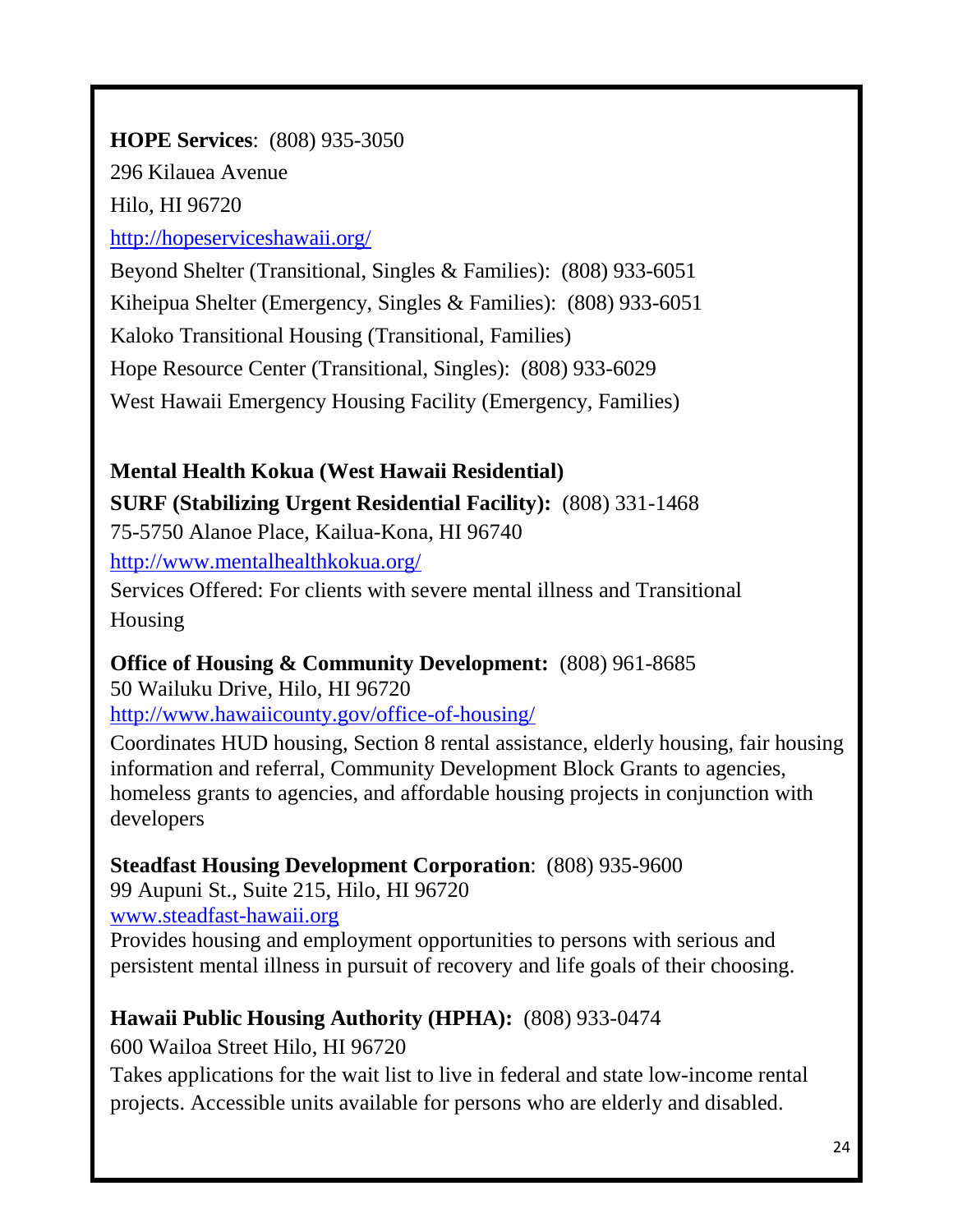**HOPE Services**: (808) 935-3050

296 Kilauea Avenue

Hilo, HI 96720

http://hopeserviceshawaii.org/

Beyond Shelter (Transitional, Singles & Families): (808) 933-6051

Kiheipua Shelter (Emergency, Singles & Families): (808) 933-6051

Kaloko Transitional Housing (Transitional, Families)

Hope Resource Center (Transitional, Singles): (808) 933-6029

West Hawaii Emergency Housing Facility (Emergency, Families)

**Mental Health Kokua (West Hawaii Residential)**

**SURF (Stabilizing Urgent Residential Facility):** (808) 331-1468

75-5750 Alanoe Place, Kailua-Kona, HI 96740

http://www.mentalhealthkokua.org/

Services Offered: For clients with severe mental illness and Transitional Housing

**Office of Housing & Community Development:** (808) 961-8685

50 Wailuku Drive, Hilo, HI 96720

http://www.hawaiicounty.gov/office-of-housing/

Coordinates HUD housing, Section 8 rental assistance, elderly housing, fair housing information and referral, Community Development Block Grants to agencies, homeless grants to agencies, and affordable housing projects in conjunction with developers

**Steadfast Housing Development Corporation**: (808) 935-9600

99 Aupuni St., Suite 215, Hilo, HI 96720

www.steadfast-hawaii.org

Provides housing and employment opportunities to persons with serious and persistent mental illness in pursuit of recovery and life goals of their choosing.

**Hawaii Public Housing Authority (HPHA):** (808) 933-0474

600 Wailoa Street Hilo, HI 96720

Takes applications for the wait list to live in federal and state low-income rental projects. Accessible units available for persons who are elderly and disabled.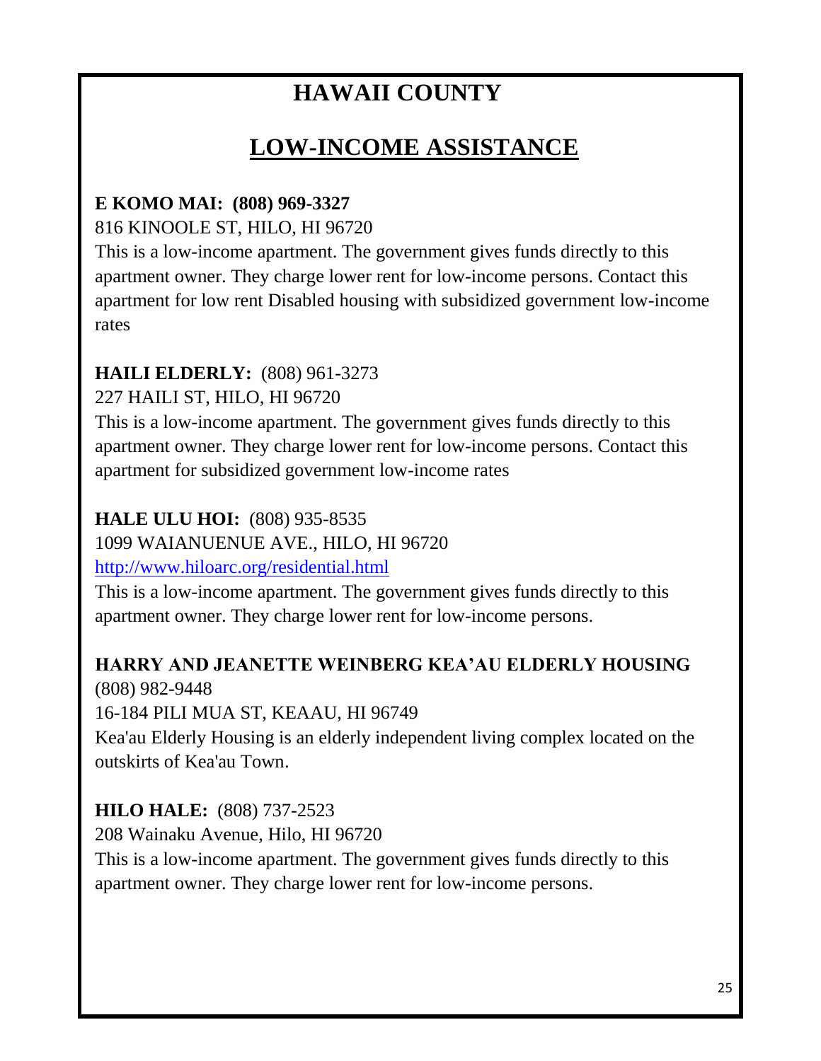# HAWAII COUNTY

## LOW-INCOME ASSISTANCE

**E KOMO MAI: (808) 969-3327**
816 KINOOLE ST, HILO, HI 96720
This is a low-income apartment. The government gives funds directly to this apartment owner. They charge lower rent for low-income persons. Contact this apartment for low rent Disabled housing with subsidized government low-income rates

**HAILI ELDERLY:** (808) 961-3273
227 HAILI ST, HILO, HI 96720
This is a low-income apartment. The government gives funds directly to this apartment owner. They charge lower rent for low-income persons. Contact this apartment for subsidized government low-income rates

**HALE ULU HOI:** (808) 935-8535
1099 WAIANUENUE AVE., HILO, HI 96720
http://www.hiloarc.org/residential.html
This is a low-income apartment. The government gives funds directly to this apartment owner. They charge lower rent for low-income persons.

**HARRY AND JEANETTE WEINBERG KEA'AU ELDERLY HOUSING**
(808) 982-9448
16-184 PILI MUA ST, KEAAU, HI 96749
Kea'au Elderly Housing is an elderly independent living complex located on the outskirts of Kea'au Town.

**HILO HALE:** (808) 737-2523
208 Wainaku Avenue, Hilo, HI 96720
This is a low-income apartment. The government gives funds directly to this apartment owner. They charge lower rent for low-income persons.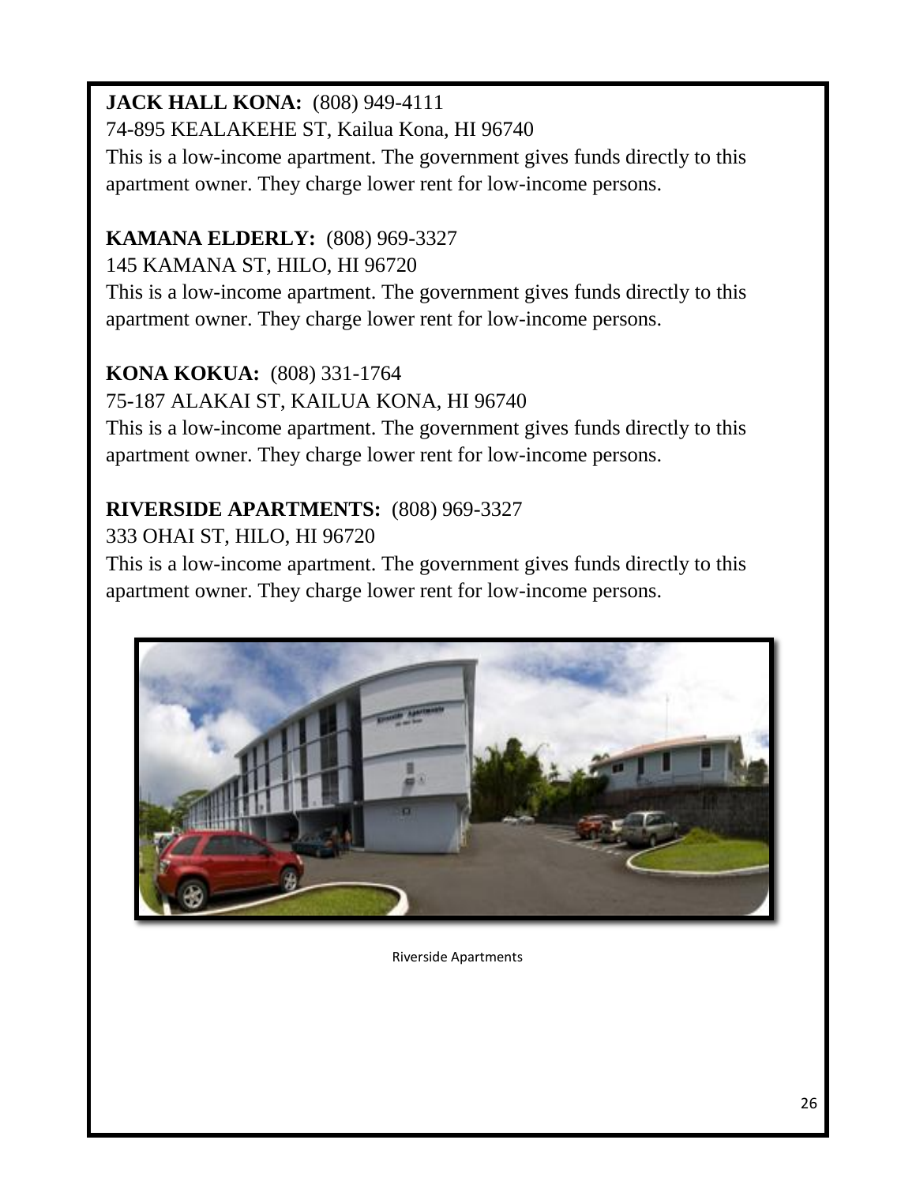**JACK HALL KONA:** (808) 949-4111
74-895 KEALAKEHE ST, Kailua Kona, HI 96740
This is a low-income apartment. The government gives funds directly to this apartment owner. They charge lower rent for low-income persons.

**KAMANA ELDERLY:** (808) 969-3327
145 KAMANA ST, HILO, HI 96720
This is a low-income apartment. The government gives funds directly to this apartment owner. They charge lower rent for low-income persons.

**KONA KOKUA:** (808) 331-1764
75-187 ALAKAI ST, KAILUA KONA, HI 96740
This is a low-income apartment. The government gives funds directly to this apartment owner. They charge lower rent for low-income persons.

**RIVERSIDE APARTMENTS:** (808) 969-3327
333 OHAI ST, HILO, HI 96720
This is a low-income apartment. The government gives funds directly to this apartment owner. They charge lower rent for low-income persons.

Riverside Apartments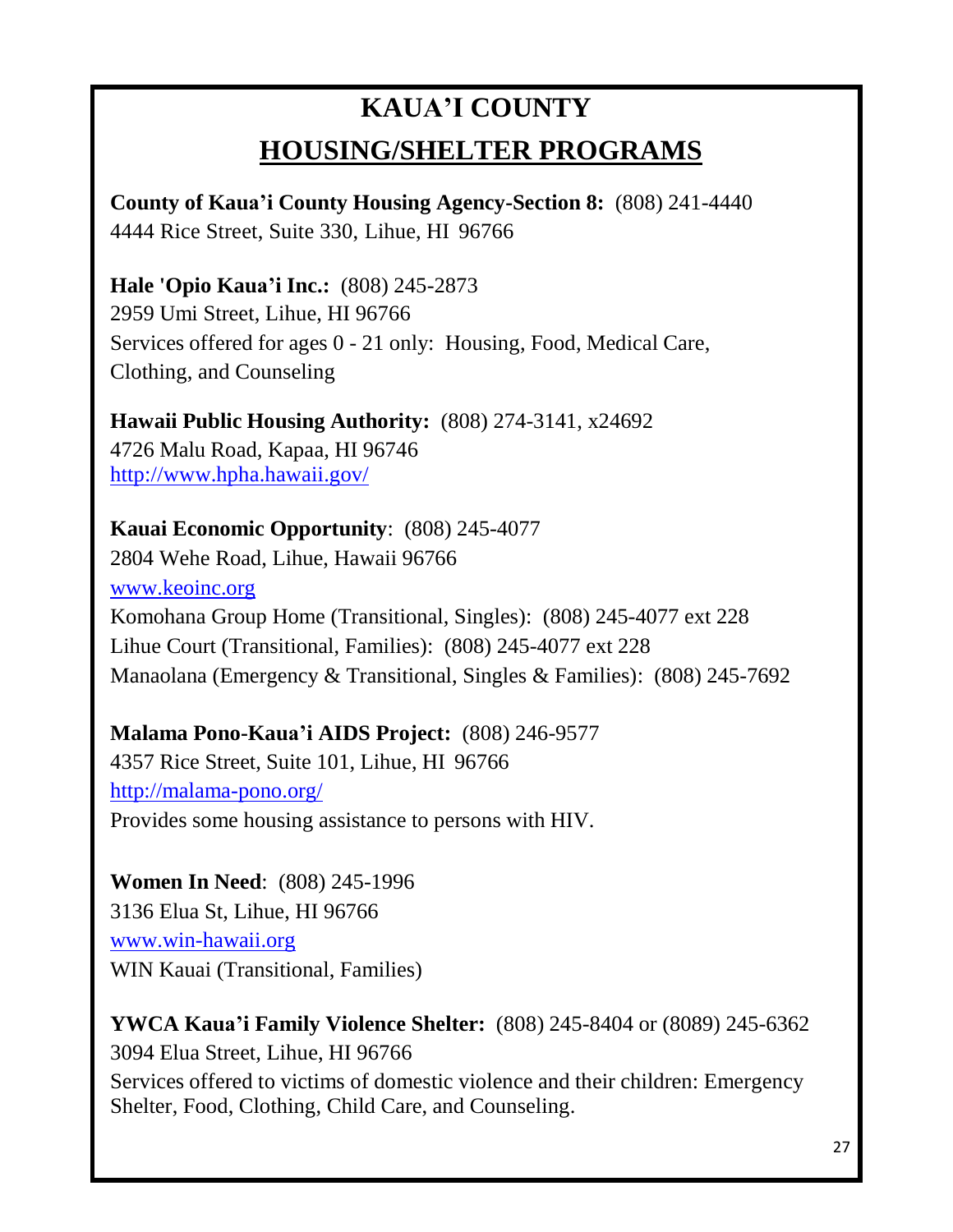# KAUA'I COUNTY

## HOUSING/SHELTER PROGRAMS

**County of Kaua'i County Housing Agency-Section 8:** (808) 241-4440
4444 Rice Street, Suite 330, Lihue, HI 96766

**Hale 'Opio Kaua'i Inc.:** (808) 245-2873
2959 Umi Street, Lihue, HI 96766
Services offered for ages 0 - 21 only: Housing, Food, Medical Care, Clothing, and Counseling

**Hawaii Public Housing Authority:** (808) 274-3141, x24692
4726 Malu Road, Kapaa, HI 96746
http://www.hpha.hawaii.gov/

**Kauai Economic Opportunity**: (808) 245-4077
2804 Wehe Road, Lihue, Hawaii 96766
www.keoinc.org
Komohana Group Home (Transitional, Singles): (808) 245-4077 ext 228
Lihue Court (Transitional, Families): (808) 245-4077 ext 228
Manaolana (Emergency & Transitional, Singles & Families): (808) 245-7692

**Malama Pono-Kaua'i AIDS Project:** (808) 246-9577
4357 Rice Street, Suite 101, Lihue, HI 96766
http://malama-pono.org/
Provides some housing assistance to persons with HIV.

**Women In Need**: (808) 245-1996
3136 Elua St, Lihue, HI 96766
www.win-hawaii.org
WIN Kauai (Transitional, Families)

**YWCA Kaua'i Family Violence Shelter:** (808) 245-8404 or (8089) 245-6362
3094 Elua Street, Lihue, HI 96766
Services offered to victims of domestic violence and their children: Emergency Shelter, Food, Clothing, Child Care, and Counseling.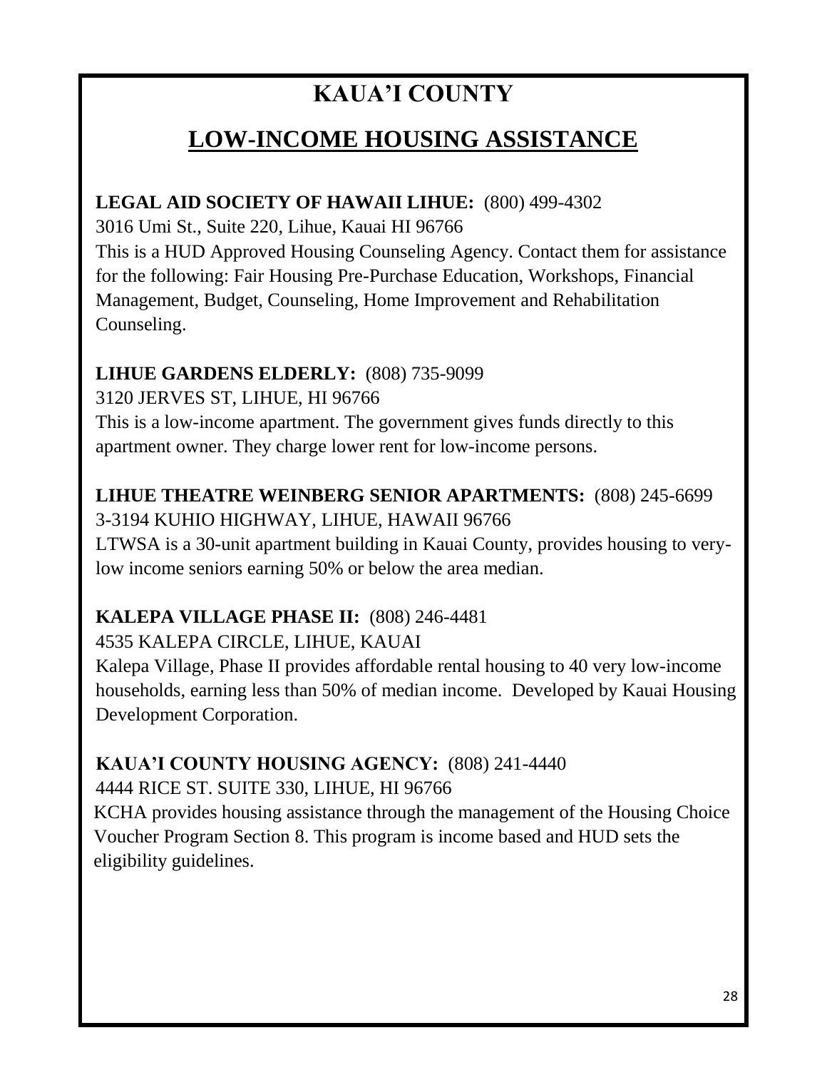# KAUA'I COUNTY

## LOW-INCOME HOUSING ASSISTANCE

**LEGAL AID SOCIETY OF HAWAII LIHUE:** (800) 499-4302
3016 Umi St., Suite 220, Lihue, Kauai HI 96766
This is a HUD Approved Housing Counseling Agency. Contact them for assistance for the following: Fair Housing Pre-Purchase Education, Workshops, Financial Management, Budget, Counseling, Home Improvement and Rehabilitation Counseling.

**LIHUE GARDENS ELDERLY:** (808) 735-9099
3120 JERVES ST, LIHUE, HI 96766
This is a low-income apartment. The government gives funds directly to this apartment owner. They charge lower rent for low-income persons.

**LIHUE THEATRE WEINBERG SENIOR APARTMENTS:** (808) 245-6699
3-3194 KUHIO HIGHWAY, LIHUE, HAWAII 96766
LTWSA is a 30-unit apartment building in Kauai County, provides housing to very-low income seniors earning 50% or below the area median.

**KALEPA VILLAGE PHASE II:** (808) 246-4481
4535 KALEPA CIRCLE, LIHUE, KAUAI
Kalepa Village, Phase II provides affordable rental housing to 40 very low-income households, earning less than 50% of median income. Developed by Kauai Housing Development Corporation.

**KAUA'I COUNTY HOUSING AGENCY:** (808) 241-4440
4444 RICE ST. SUITE 330, LIHUE, HI 96766
KCHA provides housing assistance through the management of the Housing Choice Voucher Program Section 8. This program is income based and HUD sets the eligibility guidelines.